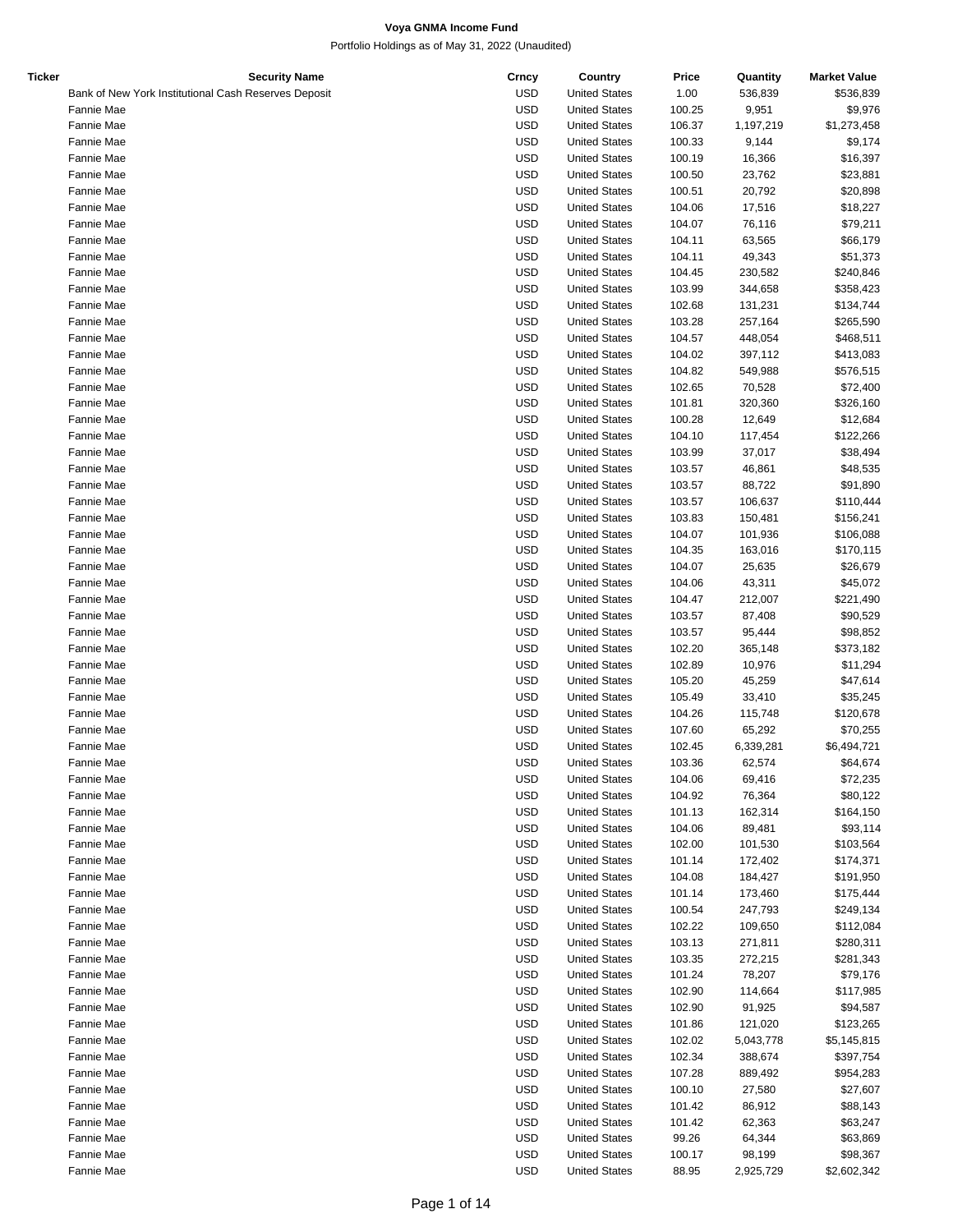**Voya GNMA Income Fund**

Portfolio Holdings as of May 31, 2022 (Unaudited)

| Ticker | Security Name | Crncy | Country | Price | Quantity | Market Value |
|---|---|---|---|---|---|---|
| | Bank of New York Institutional Cash Reserves Deposit | USD | United States | 1.00 | 536,839 | $536,839 |
| | Fannie Mae | USD | United States | 100.25 | 9,951 | $9,976 |
| | Fannie Mae | USD | United States | 106.37 | 1,197,219 | $1,273,458 |
| | Fannie Mae | USD | United States | 100.33 | 9,144 | $9,174 |
| | Fannie Mae | USD | United States | 100.19 | 16,366 | $16,397 |
| | Fannie Mae | USD | United States | 100.50 | 23,762 | $23,881 |
| | Fannie Mae | USD | United States | 100.51 | 20,792 | $20,898 |
| | Fannie Mae | USD | United States | 104.06 | 17,516 | $18,227 |
| | Fannie Mae | USD | United States | 104.07 | 76,116 | $79,211 |
| | Fannie Mae | USD | United States | 104.11 | 63,565 | $66,179 |
| | Fannie Mae | USD | United States | 104.11 | 49,343 | $51,373 |
| | Fannie Mae | USD | United States | 104.45 | 230,582 | $240,846 |
| | Fannie Mae | USD | United States | 103.99 | 344,658 | $358,423 |
| | Fannie Mae | USD | United States | 102.68 | 131,231 | $134,744 |
| | Fannie Mae | USD | United States | 103.28 | 257,164 | $265,590 |
| | Fannie Mae | USD | United States | 104.57 | 448,054 | $468,511 |
| | Fannie Mae | USD | United States | 104.02 | 397,112 | $413,083 |
| | Fannie Mae | USD | United States | 104.82 | 549,988 | $576,515 |
| | Fannie Mae | USD | United States | 102.65 | 70,528 | $72,400 |
| | Fannie Mae | USD | United States | 101.81 | 320,360 | $326,160 |
| | Fannie Mae | USD | United States | 100.28 | 12,649 | $12,684 |
| | Fannie Mae | USD | United States | 104.10 | 117,454 | $122,266 |
| | Fannie Mae | USD | United States | 103.99 | 37,017 | $38,494 |
| | Fannie Mae | USD | United States | 103.57 | 46,861 | $48,535 |
| | Fannie Mae | USD | United States | 103.57 | 88,722 | $91,890 |
| | Fannie Mae | USD | United States | 103.57 | 106,637 | $110,444 |
| | Fannie Mae | USD | United States | 103.83 | 150,481 | $156,241 |
| | Fannie Mae | USD | United States | 104.07 | 101,936 | $106,088 |
| | Fannie Mae | USD | United States | 104.35 | 163,016 | $170,115 |
| | Fannie Mae | USD | United States | 104.07 | 25,635 | $26,679 |
| | Fannie Mae | USD | United States | 104.06 | 43,311 | $45,072 |
| | Fannie Mae | USD | United States | 104.47 | 212,007 | $221,490 |
| | Fannie Mae | USD | United States | 103.57 | 87,408 | $90,529 |
| | Fannie Mae | USD | United States | 103.57 | 95,444 | $98,852 |
| | Fannie Mae | USD | United States | 102.20 | 365,148 | $373,182 |
| | Fannie Mae | USD | United States | 102.89 | 10,976 | $11,294 |
| | Fannie Mae | USD | United States | 105.20 | 45,259 | $47,614 |
| | Fannie Mae | USD | United States | 105.49 | 33,410 | $35,245 |
| | Fannie Mae | USD | United States | 104.26 | 115,748 | $120,678 |
| | Fannie Mae | USD | United States | 107.60 | 65,292 | $70,255 |
| | Fannie Mae | USD | United States | 102.45 | 6,339,281 | $6,494,721 |
| | Fannie Mae | USD | United States | 103.36 | 62,574 | $64,674 |
| | Fannie Mae | USD | United States | 104.06 | 69,416 | $72,235 |
| | Fannie Mae | USD | United States | 104.92 | 76,364 | $80,122 |
| | Fannie Mae | USD | United States | 101.13 | 162,314 | $164,150 |
| | Fannie Mae | USD | United States | 104.06 | 89,481 | $93,114 |
| | Fannie Mae | USD | United States | 102.00 | 101,530 | $103,564 |
| | Fannie Mae | USD | United States | 101.14 | 172,402 | $174,371 |
| | Fannie Mae | USD | United States | 104.08 | 184,427 | $191,950 |
| | Fannie Mae | USD | United States | 101.14 | 173,460 | $175,444 |
| | Fannie Mae | USD | United States | 100.54 | 247,793 | $249,134 |
| | Fannie Mae | USD | United States | 102.22 | 109,650 | $112,084 |
| | Fannie Mae | USD | United States | 103.13 | 271,811 | $280,311 |
| | Fannie Mae | USD | United States | 103.35 | 272,215 | $281,343 |
| | Fannie Mae | USD | United States | 101.24 | 78,207 | $79,176 |
| | Fannie Mae | USD | United States | 102.90 | 114,664 | $117,985 |
| | Fannie Mae | USD | United States | 102.90 | 91,925 | $94,587 |
| | Fannie Mae | USD | United States | 101.86 | 121,020 | $123,265 |
| | Fannie Mae | USD | United States | 102.02 | 5,043,778 | $5,145,815 |
| | Fannie Mae | USD | United States | 102.34 | 388,674 | $397,754 |
| | Fannie Mae | USD | United States | 107.28 | 889,492 | $954,283 |
| | Fannie Mae | USD | United States | 100.10 | 27,580 | $27,607 |
| | Fannie Mae | USD | United States | 101.42 | 86,912 | $88,143 |
| | Fannie Mae | USD | United States | 101.42 | 62,363 | $63,247 |
| | Fannie Mae | USD | United States | 99.26 | 64,344 | $63,869 |
| | Fannie Mae | USD | United States | 100.17 | 98,199 | $98,367 |
| | Fannie Mae | USD | United States | 88.95 | 2,925,729 | $2,602,342 |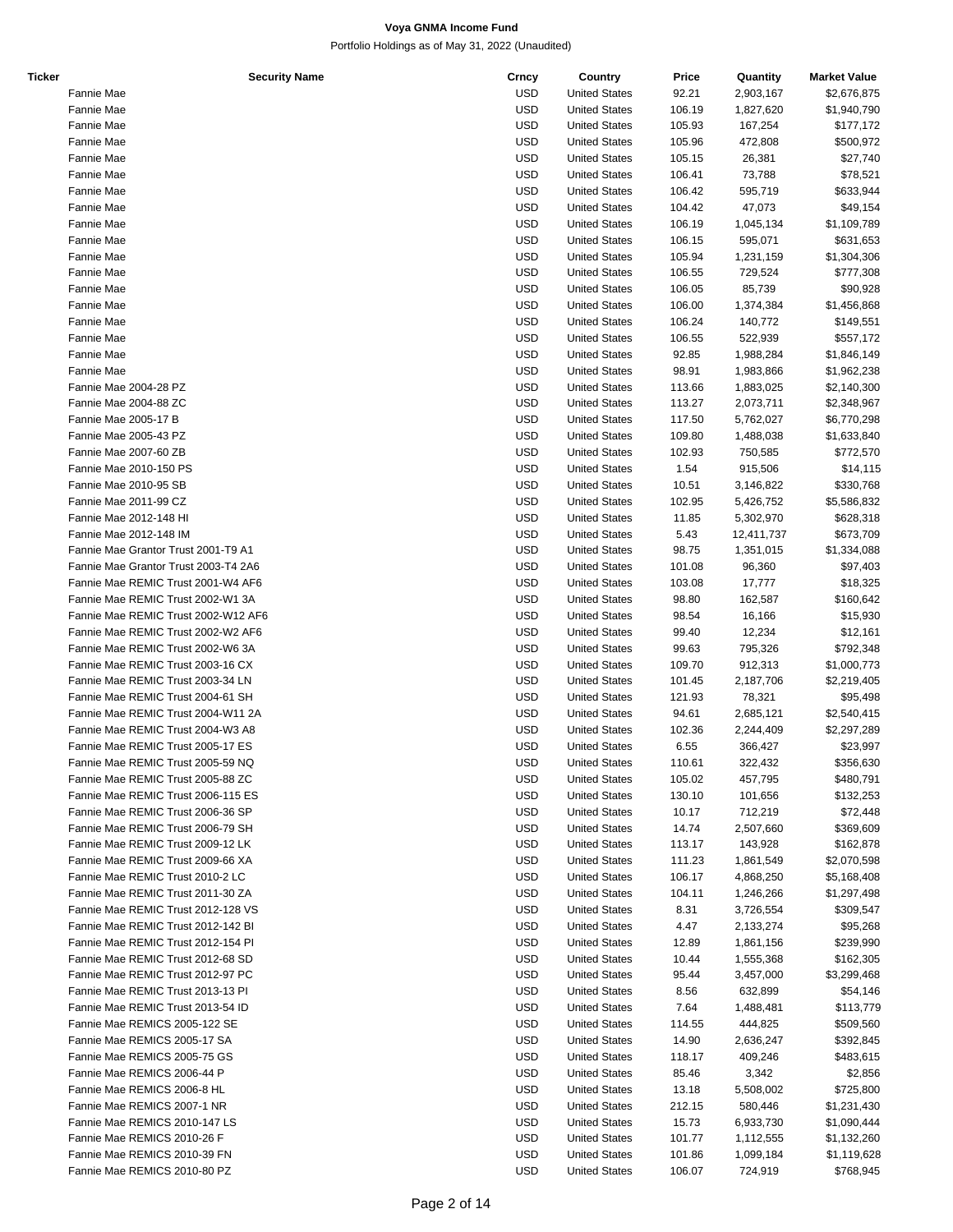# Voya GNMA Income Fund

Portfolio Holdings as of May 31, 2022 (Unaudited)

| Ticker | Security Name | Crncy | Country | Price | Quantity | Market Value |
|---|---|---|---|---|---|---|
| | Fannie Mae | USD | United States | 92.21 | 2,903,167 | $2,676,875 |
| | Fannie Mae | USD | United States | 106.19 | 1,827,620 | $1,940,790 |
| | Fannie Mae | USD | United States | 105.93 | 167,254 | $177,172 |
| | Fannie Mae | USD | United States | 105.96 | 472,808 | $500,972 |
| | Fannie Mae | USD | United States | 105.15 | 26,381 | $27,740 |
| | Fannie Mae | USD | United States | 106.41 | 73,788 | $78,521 |
| | Fannie Mae | USD | United States | 106.42 | 595,719 | $633,944 |
| | Fannie Mae | USD | United States | 104.42 | 47,073 | $49,154 |
| | Fannie Mae | USD | United States | 106.19 | 1,045,134 | $1,109,789 |
| | Fannie Mae | USD | United States | 106.15 | 595,071 | $631,653 |
| | Fannie Mae | USD | United States | 105.94 | 1,231,159 | $1,304,306 |
| | Fannie Mae | USD | United States | 106.55 | 729,524 | $777,308 |
| | Fannie Mae | USD | United States | 106.05 | 85,739 | $90,928 |
| | Fannie Mae | USD | United States | 106.00 | 1,374,384 | $1,456,868 |
| | Fannie Mae | USD | United States | 106.24 | 140,772 | $149,551 |
| | Fannie Mae | USD | United States | 106.55 | 522,939 | $557,172 |
| | Fannie Mae | USD | United States | 92.85 | 1,988,284 | $1,846,149 |
| | Fannie Mae | USD | United States | 98.91 | 1,983,866 | $1,962,238 |
| | Fannie Mae 2004-28 PZ | USD | United States | 113.66 | 1,883,025 | $2,140,300 |
| | Fannie Mae 2004-88 ZC | USD | United States | 113.27 | 2,073,711 | $2,348,967 |
| | Fannie Mae 2005-17 B | USD | United States | 117.50 | 5,762,027 | $6,770,298 |
| | Fannie Mae 2005-43 PZ | USD | United States | 109.80 | 1,488,038 | $1,633,840 |
| | Fannie Mae 2007-60 ZB | USD | United States | 102.93 | 750,585 | $772,570 |
| | Fannie Mae 2010-150 PS | USD | United States | 1.54 | 915,506 | $14,115 |
| | Fannie Mae 2010-95 SB | USD | United States | 10.51 | 3,146,822 | $330,768 |
| | Fannie Mae 2011-99 CZ | USD | United States | 102.95 | 5,426,752 | $5,586,832 |
| | Fannie Mae 2012-148 HI | USD | United States | 11.85 | 5,302,970 | $628,318 |
| | Fannie Mae 2012-148 IM | USD | United States | 5.43 | 12,411,737 | $673,709 |
| | Fannie Mae Grantor Trust 2001-T9 A1 | USD | United States | 98.75 | 1,351,015 | $1,334,088 |
| | Fannie Mae Grantor Trust 2003-T4 2A6 | USD | United States | 101.08 | 96,360 | $97,403 |
| | Fannie Mae REMIC Trust 2001-W4 AF6 | USD | United States | 103.08 | 17,777 | $18,325 |
| | Fannie Mae REMIC Trust 2002-W1 3A | USD | United States | 98.80 | 162,587 | $160,642 |
| | Fannie Mae REMIC Trust 2002-W12 AF6 | USD | United States | 98.54 | 16,166 | $15,930 |
| | Fannie Mae REMIC Trust 2002-W2 AF6 | USD | United States | 99.40 | 12,234 | $12,161 |
| | Fannie Mae REMIC Trust 2002-W6 3A | USD | United States | 99.63 | 795,326 | $792,348 |
| | Fannie Mae REMIC Trust 2003-16 CX | USD | United States | 109.70 | 912,313 | $1,000,773 |
| | Fannie Mae REMIC Trust 2003-34 LN | USD | United States | 101.45 | 2,187,706 | $2,219,405 |
| | Fannie Mae REMIC Trust 2004-61 SH | USD | United States | 121.93 | 78,321 | $95,498 |
| | Fannie Mae REMIC Trust 2004-W11 2A | USD | United States | 94.61 | 2,685,121 | $2,540,415 |
| | Fannie Mae REMIC Trust 2004-W3 A8 | USD | United States | 102.36 | 2,244,409 | $2,297,289 |
| | Fannie Mae REMIC Trust 2005-17 ES | USD | United States | 6.55 | 366,427 | $23,997 |
| | Fannie Mae REMIC Trust 2005-59 NQ | USD | United States | 110.61 | 322,432 | $356,630 |
| | Fannie Mae REMIC Trust 2005-88 ZC | USD | United States | 105.02 | 457,795 | $480,791 |
| | Fannie Mae REMIC Trust 2006-115 ES | USD | United States | 130.10 | 101,656 | $132,253 |
| | Fannie Mae REMIC Trust 2006-36 SP | USD | United States | 10.17 | 712,219 | $72,448 |
| | Fannie Mae REMIC Trust 2006-79 SH | USD | United States | 14.74 | 2,507,660 | $369,609 |
| | Fannie Mae REMIC Trust 2009-12 LK | USD | United States | 113.17 | 143,928 | $162,878 |
| | Fannie Mae REMIC Trust 2009-66 XA | USD | United States | 111.23 | 1,861,549 | $2,070,598 |
| | Fannie Mae REMIC Trust 2010-2 LC | USD | United States | 106.17 | 4,868,250 | $5,168,408 |
| | Fannie Mae REMIC Trust 2011-30 ZA | USD | United States | 104.11 | 1,246,266 | $1,297,498 |
| | Fannie Mae REMIC Trust 2012-128 VS | USD | United States | 8.31 | 3,726,554 | $309,547 |
| | Fannie Mae REMIC Trust 2012-142 BI | USD | United States | 4.47 | 2,133,274 | $95,268 |
| | Fannie Mae REMIC Trust 2012-154 PI | USD | United States | 12.89 | 1,861,156 | $239,990 |
| | Fannie Mae REMIC Trust 2012-68 SD | USD | United States | 10.44 | 1,555,368 | $162,305 |
| | Fannie Mae REMIC Trust 2012-97 PC | USD | United States | 95.44 | 3,457,000 | $3,299,468 |
| | Fannie Mae REMIC Trust 2013-13 PI | USD | United States | 8.56 | 632,899 | $54,146 |
| | Fannie Mae REMIC Trust 2013-54 ID | USD | United States | 7.64 | 1,488,481 | $113,779 |
| | Fannie Mae REMICS 2005-122 SE | USD | United States | 114.55 | 444,825 | $509,560 |
| | Fannie Mae REMICS 2005-17 SA | USD | United States | 14.90 | 2,636,247 | $392,845 |
| | Fannie Mae REMICS 2005-75 GS | USD | United States | 118.17 | 409,246 | $483,615 |
| | Fannie Mae REMICS 2006-44 P | USD | United States | 85.46 | 3,342 | $2,856 |
| | Fannie Mae REMICS 2006-8 HL | USD | United States | 13.18 | 5,508,002 | $725,800 |
| | Fannie Mae REMICS 2007-1 NR | USD | United States | 212.15 | 580,446 | $1,231,430 |
| | Fannie Mae REMICS 2010-147 LS | USD | United States | 15.73 | 6,933,730 | $1,090,444 |
| | Fannie Mae REMICS 2010-26 F | USD | United States | 101.77 | 1,112,555 | $1,132,260 |
| | Fannie Mae REMICS 2010-39 FN | USD | United States | 101.86 | 1,099,184 | $1,119,628 |
| | Fannie Mae REMICS 2010-80 PZ | USD | United States | 106.07 | 724,919 | $768,945 |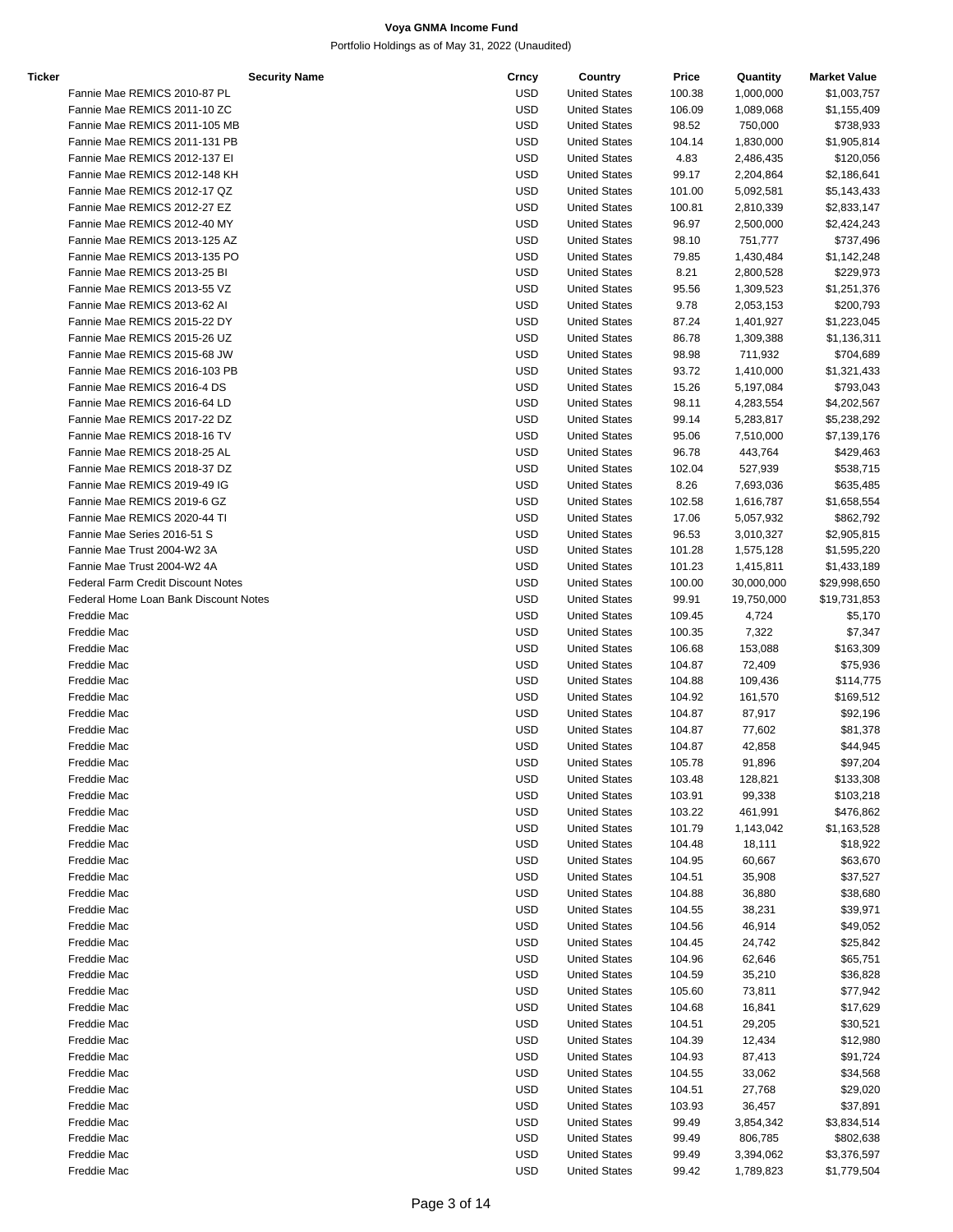# Voya GNMA Income Fund

Portfolio Holdings as of May 31, 2022 (Unaudited)

| Ticker | Security Name | Crncy | Country | Price | Quantity | Market Value |
|---|---|---|---|---|---|---|
| | Fannie Mae REMICS 2010-87 PL | USD | United States | 100.38 | 1,000,000 | $1,003,757 |
| | Fannie Mae REMICS 2011-10 ZC | USD | United States | 106.09 | 1,089,068 | $1,155,409 |
| | Fannie Mae REMICS 2011-105 MB | USD | United States | 98.52 | 750,000 | $738,933 |
| | Fannie Mae REMICS 2011-131 PB | USD | United States | 104.14 | 1,830,000 | $1,905,814 |
| | Fannie Mae REMICS 2012-137 EI | USD | United States | 4.83 | 2,486,435 | $120,056 |
| | Fannie Mae REMICS 2012-148 KH | USD | United States | 99.17 | 2,204,864 | $2,186,641 |
| | Fannie Mae REMICS 2012-17 QZ | USD | United States | 101.00 | 5,092,581 | $5,143,433 |
| | Fannie Mae REMICS 2012-27 EZ | USD | United States | 100.81 | 2,810,339 | $2,833,147 |
| | Fannie Mae REMICS 2012-40 MY | USD | United States | 96.97 | 2,500,000 | $2,424,243 |
| | Fannie Mae REMICS 2013-125 AZ | USD | United States | 98.10 | 751,777 | $737,496 |
| | Fannie Mae REMICS 2013-135 PO | USD | United States | 79.85 | 1,430,484 | $1,142,248 |
| | Fannie Mae REMICS 2013-25 BI | USD | United States | 8.21 | 2,800,528 | $229,973 |
| | Fannie Mae REMICS 2013-55 VZ | USD | United States | 95.56 | 1,309,523 | $1,251,376 |
| | Fannie Mae REMICS 2013-62 AI | USD | United States | 9.78 | 2,053,153 | $200,793 |
| | Fannie Mae REMICS 2015-22 DY | USD | United States | 87.24 | 1,401,927 | $1,223,045 |
| | Fannie Mae REMICS 2015-26 UZ | USD | United States | 86.78 | 1,309,388 | $1,136,311 |
| | Fannie Mae REMICS 2015-68 JW | USD | United States | 98.98 | 711,932 | $704,689 |
| | Fannie Mae REMICS 2016-103 PB | USD | United States | 93.72 | 1,410,000 | $1,321,433 |
| | Fannie Mae REMICS 2016-4 DS | USD | United States | 15.26 | 5,197,084 | $793,043 |
| | Fannie Mae REMICS 2016-64 LD | USD | United States | 98.11 | 4,283,554 | $4,202,567 |
| | Fannie Mae REMICS 2017-22 DZ | USD | United States | 99.14 | 5,283,817 | $5,238,292 |
| | Fannie Mae REMICS 2018-16 TV | USD | United States | 95.06 | 7,510,000 | $7,139,176 |
| | Fannie Mae REMICS 2018-25 AL | USD | United States | 96.78 | 443,764 | $429,463 |
| | Fannie Mae REMICS 2018-37 DZ | USD | United States | 102.04 | 527,939 | $538,715 |
| | Fannie Mae REMICS 2019-49 IG | USD | United States | 8.26 | 7,693,036 | $635,485 |
| | Fannie Mae REMICS 2019-6 GZ | USD | United States | 102.58 | 1,616,787 | $1,658,554 |
| | Fannie Mae REMICS 2020-44 TI | USD | United States | 17.06 | 5,057,932 | $862,792 |
| | Fannie Mae Series 2016-51 S | USD | United States | 96.53 | 3,010,327 | $2,905,815 |
| | Fannie Mae Trust 2004-W2 3A | USD | United States | 101.28 | 1,575,128 | $1,595,220 |
| | Fannie Mae Trust 2004-W2 4A | USD | United States | 101.23 | 1,415,811 | $1,433,189 |
| | Federal Farm Credit Discount Notes | USD | United States | 100.00 | 30,000,000 | $29,998,650 |
| | Federal Home Loan Bank Discount Notes | USD | United States | 99.91 | 19,750,000 | $19,731,853 |
| | Freddie Mac | USD | United States | 109.45 | 4,724 | $5,170 |
| | Freddie Mac | USD | United States | 100.35 | 7,322 | $7,347 |
| | Freddie Mac | USD | United States | 106.68 | 153,088 | $163,309 |
| | Freddie Mac | USD | United States | 104.87 | 72,409 | $75,936 |
| | Freddie Mac | USD | United States | 104.88 | 109,436 | $114,775 |
| | Freddie Mac | USD | United States | 104.92 | 161,570 | $169,512 |
| | Freddie Mac | USD | United States | 104.87 | 87,917 | $92,196 |
| | Freddie Mac | USD | United States | 104.87 | 77,602 | $81,378 |
| | Freddie Mac | USD | United States | 104.87 | 42,858 | $44,945 |
| | Freddie Mac | USD | United States | 105.78 | 91,896 | $97,204 |
| | Freddie Mac | USD | United States | 103.48 | 128,821 | $133,308 |
| | Freddie Mac | USD | United States | 103.91 | 99,338 | $103,218 |
| | Freddie Mac | USD | United States | 103.22 | 461,991 | $476,862 |
| | Freddie Mac | USD | United States | 101.79 | 1,143,042 | $1,163,528 |
| | Freddie Mac | USD | United States | 104.48 | 18,111 | $18,922 |
| | Freddie Mac | USD | United States | 104.95 | 60,667 | $63,670 |
| | Freddie Mac | USD | United States | 104.51 | 35,908 | $37,527 |
| | Freddie Mac | USD | United States | 104.88 | 36,880 | $38,680 |
| | Freddie Mac | USD | United States | 104.55 | 38,231 | $39,971 |
| | Freddie Mac | USD | United States | 104.56 | 46,914 | $49,052 |
| | Freddie Mac | USD | United States | 104.45 | 24,742 | $25,842 |
| | Freddie Mac | USD | United States | 104.96 | 62,646 | $65,751 |
| | Freddie Mac | USD | United States | 104.59 | 35,210 | $36,828 |
| | Freddie Mac | USD | United States | 105.60 | 73,811 | $77,942 |
| | Freddie Mac | USD | United States | 104.68 | 16,841 | $17,629 |
| | Freddie Mac | USD | United States | 104.51 | 29,205 | $30,521 |
| | Freddie Mac | USD | United States | 104.39 | 12,434 | $12,980 |
| | Freddie Mac | USD | United States | 104.93 | 87,413 | $91,724 |
| | Freddie Mac | USD | United States | 104.55 | 33,062 | $34,568 |
| | Freddie Mac | USD | United States | 104.51 | 27,768 | $29,020 |
| | Freddie Mac | USD | United States | 103.93 | 36,457 | $37,891 |
| | Freddie Mac | USD | United States | 99.49 | 3,854,342 | $3,834,514 |
| | Freddie Mac | USD | United States | 99.49 | 806,785 | $802,638 |
| | Freddie Mac | USD | United States | 99.49 | 3,394,062 | $3,376,597 |
| | Freddie Mac | USD | United States | 99.42 | 1,789,823 | $1,779,504 |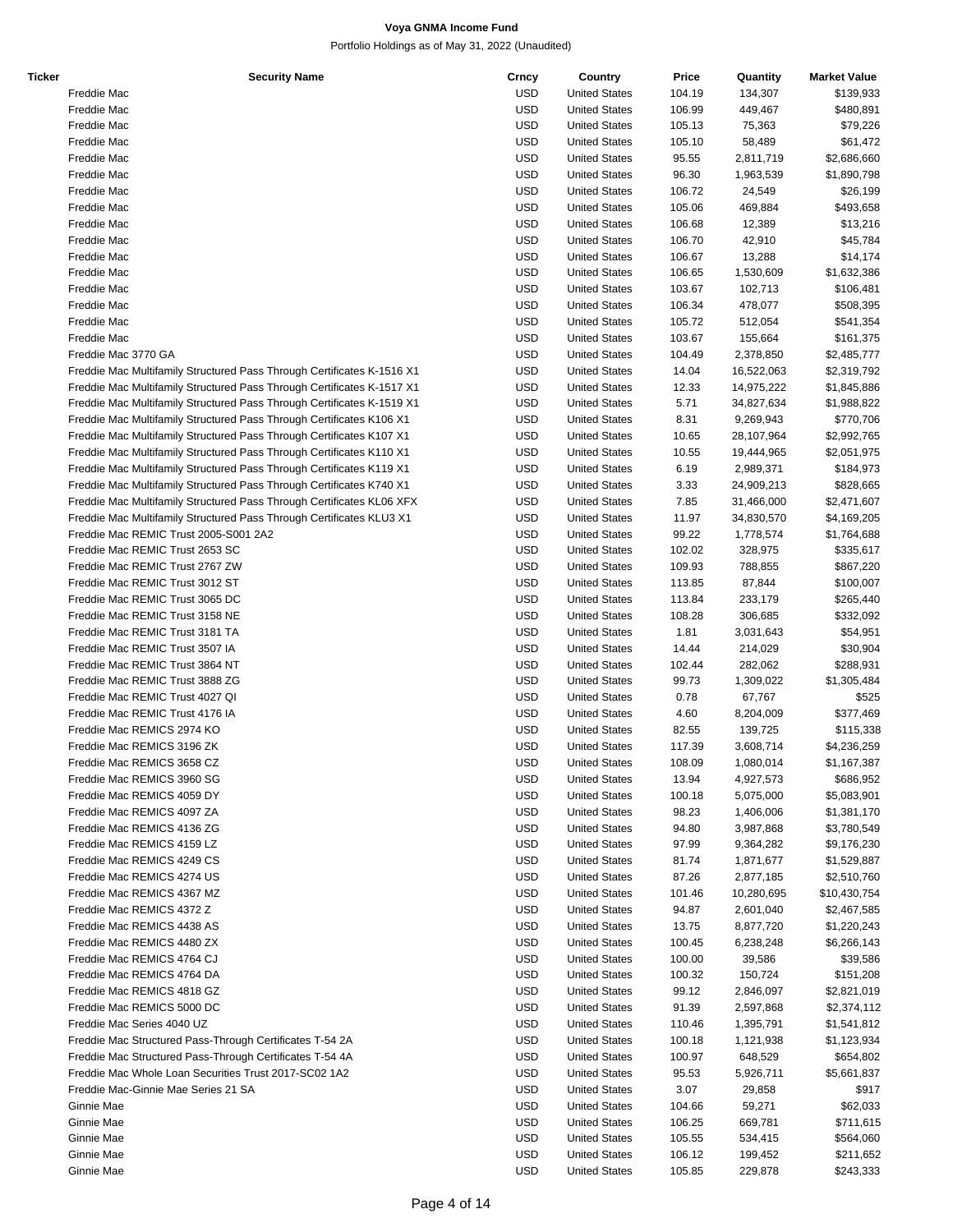**Voya GNMA Income Fund**

Portfolio Holdings as of May 31, 2022 (Unaudited)

| Ticker | Security Name | Crncy | Country | Price | Quantity | Market Value |
|---|---|---|---|---|---|---|
| | Freddie Mac | USD | United States | 104.19 | 134,307 | $139,933 |
| | Freddie Mac | USD | United States | 106.99 | 449,467 | $480,891 |
| | Freddie Mac | USD | United States | 105.13 | 75,363 | $79,226 |
| | Freddie Mac | USD | United States | 105.10 | 58,489 | $61,472 |
| | Freddie Mac | USD | United States | 95.55 | 2,811,719 | $2,686,660 |
| | Freddie Mac | USD | United States | 96.30 | 1,963,539 | $1,890,798 |
| | Freddie Mac | USD | United States | 106.72 | 24,549 | $26,199 |
| | Freddie Mac | USD | United States | 105.06 | 469,884 | $493,658 |
| | Freddie Mac | USD | United States | 106.68 | 12,389 | $13,216 |
| | Freddie Mac | USD | United States | 106.70 | 42,910 | $45,784 |
| | Freddie Mac | USD | United States | 106.67 | 13,288 | $14,174 |
| | Freddie Mac | USD | United States | 106.65 | 1,530,609 | $1,632,386 |
| | Freddie Mac | USD | United States | 103.67 | 102,713 | $106,481 |
| | Freddie Mac | USD | United States | 106.34 | 478,077 | $508,395 |
| | Freddie Mac | USD | United States | 105.72 | 512,054 | $541,354 |
| | Freddie Mac | USD | United States | 103.67 | 155,664 | $161,375 |
| | Freddie Mac 3770 GA | USD | United States | 104.49 | 2,378,850 | $2,485,777 |
| | Freddie Mac Multifamily Structured Pass Through Certificates K-1516 X1 | USD | United States | 14.04 | 16,522,063 | $2,319,792 |
| | Freddie Mac Multifamily Structured Pass Through Certificates K-1517 X1 | USD | United States | 12.33 | 14,975,222 | $1,845,886 |
| | Freddie Mac Multifamily Structured Pass Through Certificates K-1519 X1 | USD | United States | 5.71 | 34,827,634 | $1,988,822 |
| | Freddie Mac Multifamily Structured Pass Through Certificates K106 X1 | USD | United States | 8.31 | 9,269,943 | $770,706 |
| | Freddie Mac Multifamily Structured Pass Through Certificates K107 X1 | USD | United States | 10.65 | 28,107,964 | $2,992,765 |
| | Freddie Mac Multifamily Structured Pass Through Certificates K110 X1 | USD | United States | 10.55 | 19,444,965 | $2,051,975 |
| | Freddie Mac Multifamily Structured Pass Through Certificates K119 X1 | USD | United States | 6.19 | 2,989,371 | $184,973 |
| | Freddie Mac Multifamily Structured Pass Through Certificates K740 X1 | USD | United States | 3.33 | 24,909,213 | $828,665 |
| | Freddie Mac Multifamily Structured Pass Through Certificates KL06 XFX | USD | United States | 7.85 | 31,466,000 | $2,471,607 |
| | Freddie Mac Multifamily Structured Pass Through Certificates KLU3 X1 | USD | United States | 11.97 | 34,830,570 | $4,169,205 |
| | Freddie Mac REMIC Trust 2005-S001 2A2 | USD | United States | 99.22 | 1,778,574 | $1,764,688 |
| | Freddie Mac REMIC Trust 2653 SC | USD | United States | 102.02 | 328,975 | $335,617 |
| | Freddie Mac REMIC Trust 2767 ZW | USD | United States | 109.93 | 788,855 | $867,220 |
| | Freddie Mac REMIC Trust 3012 ST | USD | United States | 113.85 | 87,844 | $100,007 |
| | Freddie Mac REMIC Trust 3065 DC | USD | United States | 113.84 | 233,179 | $265,440 |
| | Freddie Mac REMIC Trust 3158 NE | USD | United States | 108.28 | 306,685 | $332,092 |
| | Freddie Mac REMIC Trust 3181 TA | USD | United States | 1.81 | 3,031,643 | $54,951 |
| | Freddie Mac REMIC Trust 3507 IA | USD | United States | 14.44 | 214,029 | $30,904 |
| | Freddie Mac REMIC Trust 3864 NT | USD | United States | 102.44 | 282,062 | $288,931 |
| | Freddie Mac REMIC Trust 3888 ZG | USD | United States | 99.73 | 1,309,022 | $1,305,484 |
| | Freddie Mac REMIC Trust 4027 QI | USD | United States | 0.78 | 67,767 | $525 |
| | Freddie Mac REMIC Trust 4176 IA | USD | United States | 4.60 | 8,204,009 | $377,469 |
| | Freddie Mac REMICS 2974 KO | USD | United States | 82.55 | 139,725 | $115,338 |
| | Freddie Mac REMICS 3196 ZK | USD | United States | 117.39 | 3,608,714 | $4,236,259 |
| | Freddie Mac REMICS 3658 CZ | USD | United States | 108.09 | 1,080,014 | $1,167,387 |
| | Freddie Mac REMICS 3960 SG | USD | United States | 13.94 | 4,927,573 | $686,952 |
| | Freddie Mac REMICS 4059 DY | USD | United States | 100.18 | 5,075,000 | $5,083,901 |
| | Freddie Mac REMICS 4097 ZA | USD | United States | 98.23 | 1,406,006 | $1,381,170 |
| | Freddie Mac REMICS 4136 ZG | USD | United States | 94.80 | 3,987,868 | $3,780,549 |
| | Freddie Mac REMICS 4159 LZ | USD | United States | 97.99 | 9,364,282 | $9,176,230 |
| | Freddie Mac REMICS 4249 CS | USD | United States | 81.74 | 1,871,677 | $1,529,887 |
| | Freddie Mac REMICS 4274 US | USD | United States | 87.26 | 2,877,185 | $2,510,760 |
| | Freddie Mac REMICS 4367 MZ | USD | United States | 101.46 | 10,280,695 | $10,430,754 |
| | Freddie Mac REMICS 4372 Z | USD | United States | 94.87 | 2,601,040 | $2,467,585 |
| | Freddie Mac REMICS 4438 AS | USD | United States | 13.75 | 8,877,720 | $1,220,243 |
| | Freddie Mac REMICS 4480 ZX | USD | United States | 100.45 | 6,238,248 | $6,266,143 |
| | Freddie Mac REMICS 4764 CJ | USD | United States | 100.00 | 39,586 | $39,586 |
| | Freddie Mac REMICS 4764 DA | USD | United States | 100.32 | 150,724 | $151,208 |
| | Freddie Mac REMICS 4818 GZ | USD | United States | 99.12 | 2,846,097 | $2,821,019 |
| | Freddie Mac REMICS 5000 DC | USD | United States | 91.39 | 2,597,868 | $2,374,112 |
| | Freddie Mac Series 4040 UZ | USD | United States | 110.46 | 1,395,791 | $1,541,812 |
| | Freddie Mac Structured Pass-Through Certificates T-54 2A | USD | United States | 100.18 | 1,121,938 | $1,123,934 |
| | Freddie Mac Structured Pass-Through Certificates T-54 4A | USD | United States | 100.97 | 648,529 | $654,802 |
| | Freddie Mac Whole Loan Securities Trust 2017-SC02 1A2 | USD | United States | 95.53 | 5,926,711 | $5,661,837 |
| | Freddie Mac-Ginnie Mae Series 21 SA | USD | United States | 3.07 | 29,858 | $917 |
| | Ginnie Mae | USD | United States | 104.66 | 59,271 | $62,033 |
| | Ginnie Mae | USD | United States | 106.25 | 669,781 | $711,615 |
| | Ginnie Mae | USD | United States | 105.55 | 534,415 | $564,060 |
| | Ginnie Mae | USD | United States | 106.12 | 199,452 | $211,652 |
| | Ginnie Mae | USD | United States | 105.85 | 229,878 | $243,333 |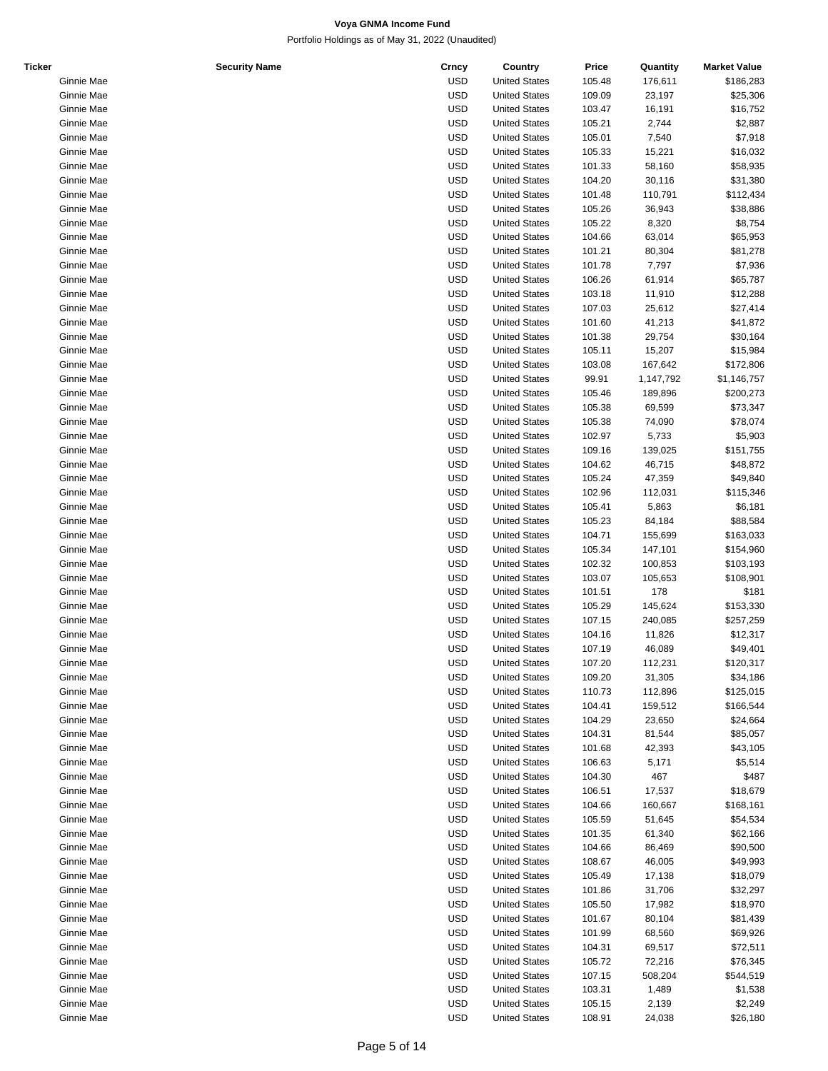**Voya GNMA Income Fund**

Portfolio Holdings as of May 31, 2022 (Unaudited)

| Ticker | Security Name | Crncy | Country | Price | Quantity | Market Value |
|---|---|---|---|---|---|---|
| | Ginnie Mae | USD | United States | 105.48 | 176,611 | $186,283 |
| | Ginnie Mae | USD | United States | 109.09 | 23,197 | $25,306 |
| | Ginnie Mae | USD | United States | 103.47 | 16,191 | $16,752 |
| | Ginnie Mae | USD | United States | 105.21 | 2,744 | $2,887 |
| | Ginnie Mae | USD | United States | 105.01 | 7,540 | $7,918 |
| | Ginnie Mae | USD | United States | 105.33 | 15,221 | $16,032 |
| | Ginnie Mae | USD | United States | 101.33 | 58,160 | $58,935 |
| | Ginnie Mae | USD | United States | 104.20 | 30,116 | $31,380 |
| | Ginnie Mae | USD | United States | 101.48 | 110,791 | $112,434 |
| | Ginnie Mae | USD | United States | 105.26 | 36,943 | $38,886 |
| | Ginnie Mae | USD | United States | 105.22 | 8,320 | $8,754 |
| | Ginnie Mae | USD | United States | 104.66 | 63,014 | $65,953 |
| | Ginnie Mae | USD | United States | 101.21 | 80,304 | $81,278 |
| | Ginnie Mae | USD | United States | 101.78 | 7,797 | $7,936 |
| | Ginnie Mae | USD | United States | 106.26 | 61,914 | $65,787 |
| | Ginnie Mae | USD | United States | 103.18 | 11,910 | $12,288 |
| | Ginnie Mae | USD | United States | 107.03 | 25,612 | $27,414 |
| | Ginnie Mae | USD | United States | 101.60 | 41,213 | $41,872 |
| | Ginnie Mae | USD | United States | 101.38 | 29,754 | $30,164 |
| | Ginnie Mae | USD | United States | 105.11 | 15,207 | $15,984 |
| | Ginnie Mae | USD | United States | 103.08 | 167,642 | $172,806 |
| | Ginnie Mae | USD | United States | 99.91 | 1,147,792 | $1,146,757 |
| | Ginnie Mae | USD | United States | 105.46 | 189,896 | $200,273 |
| | Ginnie Mae | USD | United States | 105.38 | 69,599 | $73,347 |
| | Ginnie Mae | USD | United States | 105.38 | 74,090 | $78,074 |
| | Ginnie Mae | USD | United States | 102.97 | 5,733 | $5,903 |
| | Ginnie Mae | USD | United States | 109.16 | 139,025 | $151,755 |
| | Ginnie Mae | USD | United States | 104.62 | 46,715 | $48,872 |
| | Ginnie Mae | USD | United States | 105.24 | 47,359 | $49,840 |
| | Ginnie Mae | USD | United States | 102.96 | 112,031 | $115,346 |
| | Ginnie Mae | USD | United States | 105.41 | 5,863 | $6,181 |
| | Ginnie Mae | USD | United States | 105.23 | 84,184 | $88,584 |
| | Ginnie Mae | USD | United States | 104.71 | 155,699 | $163,033 |
| | Ginnie Mae | USD | United States | 105.34 | 147,101 | $154,960 |
| | Ginnie Mae | USD | United States | 102.32 | 100,853 | $103,193 |
| | Ginnie Mae | USD | United States | 103.07 | 105,653 | $108,901 |
| | Ginnie Mae | USD | United States | 101.51 | 178 | $181 |
| | Ginnie Mae | USD | United States | 105.29 | 145,624 | $153,330 |
| | Ginnie Mae | USD | United States | 107.15 | 240,085 | $257,259 |
| | Ginnie Mae | USD | United States | 104.16 | 11,826 | $12,317 |
| | Ginnie Mae | USD | United States | 107.19 | 46,089 | $49,401 |
| | Ginnie Mae | USD | United States | 107.20 | 112,231 | $120,317 |
| | Ginnie Mae | USD | United States | 109.20 | 31,305 | $34,186 |
| | Ginnie Mae | USD | United States | 110.73 | 112,896 | $125,015 |
| | Ginnie Mae | USD | United States | 104.41 | 159,512 | $166,544 |
| | Ginnie Mae | USD | United States | 104.29 | 23,650 | $24,664 |
| | Ginnie Mae | USD | United States | 104.31 | 81,544 | $85,057 |
| | Ginnie Mae | USD | United States | 101.68 | 42,393 | $43,105 |
| | Ginnie Mae | USD | United States | 106.63 | 5,171 | $5,514 |
| | Ginnie Mae | USD | United States | 104.30 | 467 | $487 |
| | Ginnie Mae | USD | United States | 106.51 | 17,537 | $18,679 |
| | Ginnie Mae | USD | United States | 104.66 | 160,667 | $168,161 |
| | Ginnie Mae | USD | United States | 105.59 | 51,645 | $54,534 |
| | Ginnie Mae | USD | United States | 101.35 | 61,340 | $62,166 |
| | Ginnie Mae | USD | United States | 104.66 | 86,469 | $90,500 |
| | Ginnie Mae | USD | United States | 108.67 | 46,005 | $49,993 |
| | Ginnie Mae | USD | United States | 105.49 | 17,138 | $18,079 |
| | Ginnie Mae | USD | United States | 101.86 | 31,706 | $32,297 |
| | Ginnie Mae | USD | United States | 105.50 | 17,982 | $18,970 |
| | Ginnie Mae | USD | United States | 101.67 | 80,104 | $81,439 |
| | Ginnie Mae | USD | United States | 101.99 | 68,560 | $69,926 |
| | Ginnie Mae | USD | United States | 104.31 | 69,517 | $72,511 |
| | Ginnie Mae | USD | United States | 105.72 | 72,216 | $76,345 |
| | Ginnie Mae | USD | United States | 107.15 | 508,204 | $544,519 |
| | Ginnie Mae | USD | United States | 103.31 | 1,489 | $1,538 |
| | Ginnie Mae | USD | United States | 105.15 | 2,139 | $2,249 |
| | Ginnie Mae | USD | United States | 108.91 | 24,038 | $26,180 |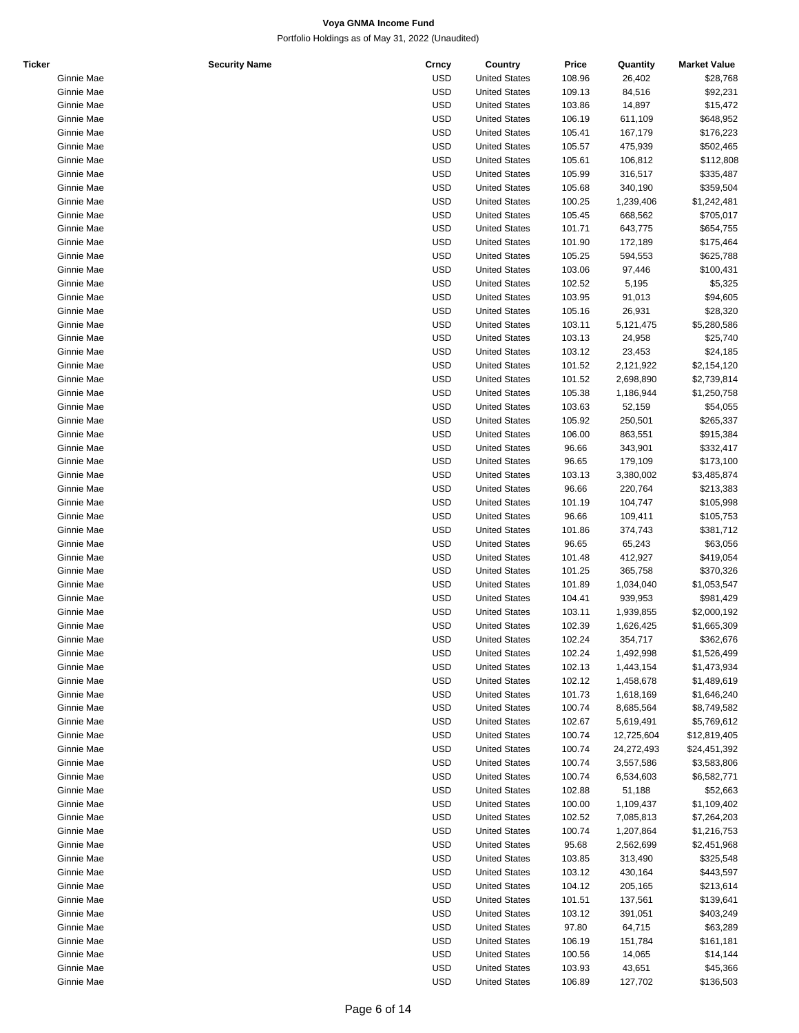**Voya GNMA Income Fund**

Portfolio Holdings as of May 31, 2022 (Unaudited)

| Ticker | Security Name | Crncy | Country | Price | Quantity | Market Value |
|---|---|---|---|---|---|---|
| | Ginnie Mae | USD | United States | 108.96 | 26,402 | $28,768 |
| | Ginnie Mae | USD | United States | 109.13 | 84,516 | $92,231 |
| | Ginnie Mae | USD | United States | 103.86 | 14,897 | $15,472 |
| | Ginnie Mae | USD | United States | 106.19 | 611,109 | $648,952 |
| | Ginnie Mae | USD | United States | 105.41 | 167,179 | $176,223 |
| | Ginnie Mae | USD | United States | 105.57 | 475,939 | $502,465 |
| | Ginnie Mae | USD | United States | 105.61 | 106,812 | $112,808 |
| | Ginnie Mae | USD | United States | 105.99 | 316,517 | $335,487 |
| | Ginnie Mae | USD | United States | 105.68 | 340,190 | $359,504 |
| | Ginnie Mae | USD | United States | 100.25 | 1,239,406 | $1,242,481 |
| | Ginnie Mae | USD | United States | 105.45 | 668,562 | $705,017 |
| | Ginnie Mae | USD | United States | 101.71 | 643,775 | $654,755 |
| | Ginnie Mae | USD | United States | 101.90 | 172,189 | $175,464 |
| | Ginnie Mae | USD | United States | 105.25 | 594,553 | $625,788 |
| | Ginnie Mae | USD | United States | 103.06 | 97,446 | $100,431 |
| | Ginnie Mae | USD | United States | 102.52 | 5,195 | $5,325 |
| | Ginnie Mae | USD | United States | 103.95 | 91,013 | $94,605 |
| | Ginnie Mae | USD | United States | 105.16 | 26,931 | $28,320 |
| | Ginnie Mae | USD | United States | 103.11 | 5,121,475 | $5,280,586 |
| | Ginnie Mae | USD | United States | 103.13 | 24,958 | $25,740 |
| | Ginnie Mae | USD | United States | 103.12 | 23,453 | $24,185 |
| | Ginnie Mae | USD | United States | 101.52 | 2,121,922 | $2,154,120 |
| | Ginnie Mae | USD | United States | 101.52 | 2,698,890 | $2,739,814 |
| | Ginnie Mae | USD | United States | 105.38 | 1,186,944 | $1,250,758 |
| | Ginnie Mae | USD | United States | 103.63 | 52,159 | $54,055 |
| | Ginnie Mae | USD | United States | 105.92 | 250,501 | $265,337 |
| | Ginnie Mae | USD | United States | 106.00 | 863,551 | $915,384 |
| | Ginnie Mae | USD | United States | 96.66 | 343,901 | $332,417 |
| | Ginnie Mae | USD | United States | 96.65 | 179,109 | $173,100 |
| | Ginnie Mae | USD | United States | 103.13 | 3,380,002 | $3,485,874 |
| | Ginnie Mae | USD | United States | 96.66 | 220,764 | $213,383 |
| | Ginnie Mae | USD | United States | 101.19 | 104,747 | $105,998 |
| | Ginnie Mae | USD | United States | 96.66 | 109,411 | $105,753 |
| | Ginnie Mae | USD | United States | 101.86 | 374,743 | $381,712 |
| | Ginnie Mae | USD | United States | 96.65 | 65,243 | $63,056 |
| | Ginnie Mae | USD | United States | 101.48 | 412,927 | $419,054 |
| | Ginnie Mae | USD | United States | 101.25 | 365,758 | $370,326 |
| | Ginnie Mae | USD | United States | 101.89 | 1,034,040 | $1,053,547 |
| | Ginnie Mae | USD | United States | 104.41 | 939,953 | $981,429 |
| | Ginnie Mae | USD | United States | 103.11 | 1,939,855 | $2,000,192 |
| | Ginnie Mae | USD | United States | 102.39 | 1,626,425 | $1,665,309 |
| | Ginnie Mae | USD | United States | 102.24 | 354,717 | $362,676 |
| | Ginnie Mae | USD | United States | 102.24 | 1,492,998 | $1,526,499 |
| | Ginnie Mae | USD | United States | 102.13 | 1,443,154 | $1,473,934 |
| | Ginnie Mae | USD | United States | 102.12 | 1,458,678 | $1,489,619 |
| | Ginnie Mae | USD | United States | 101.73 | 1,618,169 | $1,646,240 |
| | Ginnie Mae | USD | United States | 100.74 | 8,685,564 | $8,749,582 |
| | Ginnie Mae | USD | United States | 102.67 | 5,619,491 | $5,769,612 |
| | Ginnie Mae | USD | United States | 100.74 | 12,725,604 | $12,819,405 |
| | Ginnie Mae | USD | United States | 100.74 | 24,272,493 | $24,451,392 |
| | Ginnie Mae | USD | United States | 100.74 | 3,557,586 | $3,583,806 |
| | Ginnie Mae | USD | United States | 100.74 | 6,534,603 | $6,582,771 |
| | Ginnie Mae | USD | United States | 102.88 | 51,188 | $52,663 |
| | Ginnie Mae | USD | United States | 100.00 | 1,109,437 | $1,109,402 |
| | Ginnie Mae | USD | United States | 102.52 | 7,085,813 | $7,264,203 |
| | Ginnie Mae | USD | United States | 100.74 | 1,207,864 | $1,216,753 |
| | Ginnie Mae | USD | United States | 95.68 | 2,562,699 | $2,451,968 |
| | Ginnie Mae | USD | United States | 103.85 | 313,490 | $325,548 |
| | Ginnie Mae | USD | United States | 103.12 | 430,164 | $443,597 |
| | Ginnie Mae | USD | United States | 104.12 | 205,165 | $213,614 |
| | Ginnie Mae | USD | United States | 101.51 | 137,561 | $139,641 |
| | Ginnie Mae | USD | United States | 103.12 | 391,051 | $403,249 |
| | Ginnie Mae | USD | United States | 97.80 | 64,715 | $63,289 |
| | Ginnie Mae | USD | United States | 106.19 | 151,784 | $161,181 |
| | Ginnie Mae | USD | United States | 100.56 | 14,065 | $14,144 |
| | Ginnie Mae | USD | United States | 103.93 | 43,651 | $45,366 |
| | Ginnie Mae | USD | United States | 106.89 | 127,702 | $136,503 |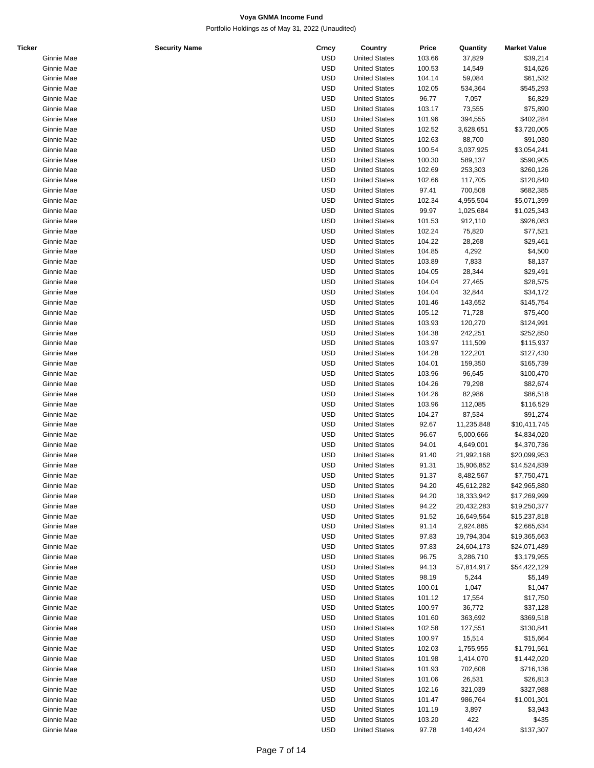**Voya GNMA Income Fund**

Portfolio Holdings as of May 31, 2022 (Unaudited)

| Ticker | Security Name | Crncy | Country | Price | Quantity | Market Value |
|---|---|---|---|---|---|---|
| Ginnie Mae | | USD | United States | 103.66 | 37,829 | $39,214 |
| Ginnie Mae | | USD | United States | 100.53 | 14,549 | $14,626 |
| Ginnie Mae | | USD | United States | 104.14 | 59,084 | $61,532 |
| Ginnie Mae | | USD | United States | 102.05 | 534,364 | $545,293 |
| Ginnie Mae | | USD | United States | 96.77 | 7,057 | $6,829 |
| Ginnie Mae | | USD | United States | 103.17 | 73,555 | $75,890 |
| Ginnie Mae | | USD | United States | 101.96 | 394,555 | $402,284 |
| Ginnie Mae | | USD | United States | 102.52 | 3,628,651 | $3,720,005 |
| Ginnie Mae | | USD | United States | 102.63 | 88,700 | $91,030 |
| Ginnie Mae | | USD | United States | 100.54 | 3,037,925 | $3,054,241 |
| Ginnie Mae | | USD | United States | 100.30 | 589,137 | $590,905 |
| Ginnie Mae | | USD | United States | 102.69 | 253,303 | $260,126 |
| Ginnie Mae | | USD | United States | 102.66 | 117,705 | $120,840 |
| Ginnie Mae | | USD | United States | 97.41 | 700,508 | $682,385 |
| Ginnie Mae | | USD | United States | 102.34 | 4,955,504 | $5,071,399 |
| Ginnie Mae | | USD | United States | 99.97 | 1,025,684 | $1,025,343 |
| Ginnie Mae | | USD | United States | 101.53 | 912,110 | $926,083 |
| Ginnie Mae | | USD | United States | 102.24 | 75,820 | $77,521 |
| Ginnie Mae | | USD | United States | 104.22 | 28,268 | $29,461 |
| Ginnie Mae | | USD | United States | 104.85 | 4,292 | $4,500 |
| Ginnie Mae | | USD | United States | 103.89 | 7,833 | $8,137 |
| Ginnie Mae | | USD | United States | 104.05 | 28,344 | $29,491 |
| Ginnie Mae | | USD | United States | 104.04 | 27,465 | $28,575 |
| Ginnie Mae | | USD | United States | 104.04 | 32,844 | $34,172 |
| Ginnie Mae | | USD | United States | 101.46 | 143,652 | $145,754 |
| Ginnie Mae | | USD | United States | 105.12 | 71,728 | $75,400 |
| Ginnie Mae | | USD | United States | 103.93 | 120,270 | $124,991 |
| Ginnie Mae | | USD | United States | 104.38 | 242,251 | $252,850 |
| Ginnie Mae | | USD | United States | 103.97 | 111,509 | $115,937 |
| Ginnie Mae | | USD | United States | 104.28 | 122,201 | $127,430 |
| Ginnie Mae | | USD | United States | 104.01 | 159,350 | $165,739 |
| Ginnie Mae | | USD | United States | 103.96 | 96,645 | $100,470 |
| Ginnie Mae | | USD | United States | 104.26 | 79,298 | $82,674 |
| Ginnie Mae | | USD | United States | 104.26 | 82,986 | $86,518 |
| Ginnie Mae | | USD | United States | 103.96 | 112,085 | $116,529 |
| Ginnie Mae | | USD | United States | 104.27 | 87,534 | $91,274 |
| Ginnie Mae | | USD | United States | 92.67 | 11,235,848 | $10,411,745 |
| Ginnie Mae | | USD | United States | 96.67 | 5,000,666 | $4,834,020 |
| Ginnie Mae | | USD | United States | 94.01 | 4,649,001 | $4,370,736 |
| Ginnie Mae | | USD | United States | 91.40 | 21,992,168 | $20,099,953 |
| Ginnie Mae | | USD | United States | 91.31 | 15,906,852 | $14,524,839 |
| Ginnie Mae | | USD | United States | 91.37 | 8,482,567 | $7,750,471 |
| Ginnie Mae | | USD | United States | 94.20 | 45,612,282 | $42,965,880 |
| Ginnie Mae | | USD | United States | 94.20 | 18,333,942 | $17,269,999 |
| Ginnie Mae | | USD | United States | 94.22 | 20,432,283 | $19,250,377 |
| Ginnie Mae | | USD | United States | 91.52 | 16,649,564 | $15,237,818 |
| Ginnie Mae | | USD | United States | 91.14 | 2,924,885 | $2,665,634 |
| Ginnie Mae | | USD | United States | 97.83 | 19,794,304 | $19,365,663 |
| Ginnie Mae | | USD | United States | 97.83 | 24,604,173 | $24,071,489 |
| Ginnie Mae | | USD | United States | 96.75 | 3,286,710 | $3,179,955 |
| Ginnie Mae | | USD | United States | 94.13 | 57,814,917 | $54,422,129 |
| Ginnie Mae | | USD | United States | 98.19 | 5,244 | $5,149 |
| Ginnie Mae | | USD | United States | 100.01 | 1,047 | $1,047 |
| Ginnie Mae | | USD | United States | 101.12 | 17,554 | $17,750 |
| Ginnie Mae | | USD | United States | 100.97 | 36,772 | $37,128 |
| Ginnie Mae | | USD | United States | 101.60 | 363,692 | $369,518 |
| Ginnie Mae | | USD | United States | 102.58 | 127,551 | $130,841 |
| Ginnie Mae | | USD | United States | 100.97 | 15,514 | $15,664 |
| Ginnie Mae | | USD | United States | 102.03 | 1,755,955 | $1,791,561 |
| Ginnie Mae | | USD | United States | 101.98 | 1,414,070 | $1,442,020 |
| Ginnie Mae | | USD | United States | 101.93 | 702,608 | $716,136 |
| Ginnie Mae | | USD | United States | 101.06 | 26,531 | $26,813 |
| Ginnie Mae | | USD | United States | 102.16 | 321,039 | $327,988 |
| Ginnie Mae | | USD | United States | 101.47 | 986,764 | $1,001,301 |
| Ginnie Mae | | USD | United States | 101.19 | 3,897 | $3,943 |
| Ginnie Mae | | USD | United States | 103.20 | 422 | $435 |
| Ginnie Mae | | USD | United States | 97.78 | 140,424 | $137,307 |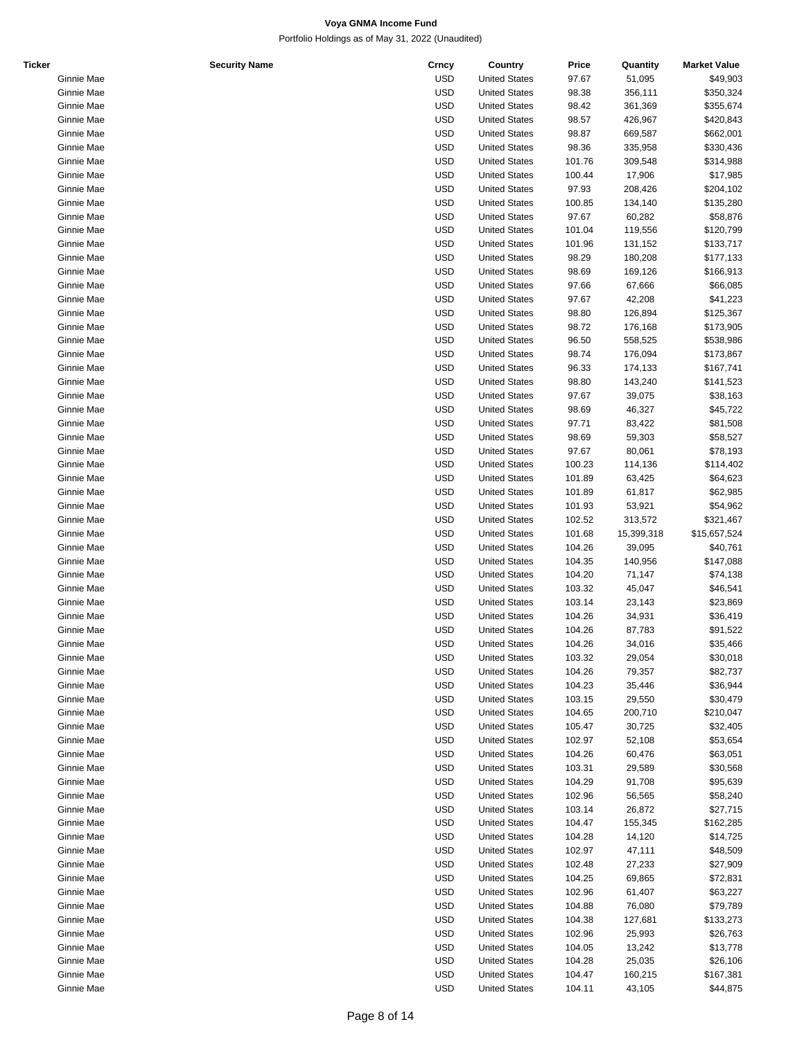**Voya GNMA Income Fund**

Portfolio Holdings as of May 31, 2022 (Unaudited)

| Ticker | Security Name | Crncy | Country | Price | Quantity | Market Value |
|---|---|---|---|---|---|---|
| Ginnie Mae | | USD | United States | 97.67 | 51,095 | $49,903 |
| Ginnie Mae | | USD | United States | 98.38 | 356,111 | $350,324 |
| Ginnie Mae | | USD | United States | 98.42 | 361,369 | $355,674 |
| Ginnie Mae | | USD | United States | 98.57 | 426,967 | $420,843 |
| Ginnie Mae | | USD | United States | 98.87 | 669,587 | $662,001 |
| Ginnie Mae | | USD | United States | 98.36 | 335,958 | $330,436 |
| Ginnie Mae | | USD | United States | 101.76 | 309,548 | $314,988 |
| Ginnie Mae | | USD | United States | 100.44 | 17,906 | $17,985 |
| Ginnie Mae | | USD | United States | 97.93 | 208,426 | $204,102 |
| Ginnie Mae | | USD | United States | 100.85 | 134,140 | $135,280 |
| Ginnie Mae | | USD | United States | 97.67 | 60,282 | $58,876 |
| Ginnie Mae | | USD | United States | 101.04 | 119,556 | $120,799 |
| Ginnie Mae | | USD | United States | 101.96 | 131,152 | $133,717 |
| Ginnie Mae | | USD | United States | 98.29 | 180,208 | $177,133 |
| Ginnie Mae | | USD | United States | 98.69 | 169,126 | $166,913 |
| Ginnie Mae | | USD | United States | 97.66 | 67,666 | $66,085 |
| Ginnie Mae | | USD | United States | 97.67 | 42,208 | $41,223 |
| Ginnie Mae | | USD | United States | 98.80 | 126,894 | $125,367 |
| Ginnie Mae | | USD | United States | 98.72 | 176,168 | $173,905 |
| Ginnie Mae | | USD | United States | 96.50 | 558,525 | $538,986 |
| Ginnie Mae | | USD | United States | 98.74 | 176,094 | $173,867 |
| Ginnie Mae | | USD | United States | 96.33 | 174,133 | $167,741 |
| Ginnie Mae | | USD | United States | 98.80 | 143,240 | $141,523 |
| Ginnie Mae | | USD | United States | 97.67 | 39,075 | $38,163 |
| Ginnie Mae | | USD | United States | 98.69 | 46,327 | $45,722 |
| Ginnie Mae | | USD | United States | 97.71 | 83,422 | $81,508 |
| Ginnie Mae | | USD | United States | 98.69 | 59,303 | $58,527 |
| Ginnie Mae | | USD | United States | 97.67 | 80,061 | $78,193 |
| Ginnie Mae | | USD | United States | 100.23 | 114,136 | $114,402 |
| Ginnie Mae | | USD | United States | 101.89 | 63,425 | $64,623 |
| Ginnie Mae | | USD | United States | 101.89 | 61,817 | $62,985 |
| Ginnie Mae | | USD | United States | 101.93 | 53,921 | $54,962 |
| Ginnie Mae | | USD | United States | 102.52 | 313,572 | $321,467 |
| Ginnie Mae | | USD | United States | 101.68 | 15,399,318 | $15,657,524 |
| Ginnie Mae | | USD | United States | 104.26 | 39,095 | $40,761 |
| Ginnie Mae | | USD | United States | 104.35 | 140,956 | $147,088 |
| Ginnie Mae | | USD | United States | 104.20 | 71,147 | $74,138 |
| Ginnie Mae | | USD | United States | 103.32 | 45,047 | $46,541 |
| Ginnie Mae | | USD | United States | 103.14 | 23,143 | $23,869 |
| Ginnie Mae | | USD | United States | 104.26 | 34,931 | $36,419 |
| Ginnie Mae | | USD | United States | 104.26 | 87,783 | $91,522 |
| Ginnie Mae | | USD | United States | 104.26 | 34,016 | $35,466 |
| Ginnie Mae | | USD | United States | 103.32 | 29,054 | $30,018 |
| Ginnie Mae | | USD | United States | 104.26 | 79,357 | $82,737 |
| Ginnie Mae | | USD | United States | 104.23 | 35,446 | $36,944 |
| Ginnie Mae | | USD | United States | 103.15 | 29,550 | $30,479 |
| Ginnie Mae | | USD | United States | 104.65 | 200,710 | $210,047 |
| Ginnie Mae | | USD | United States | 105.47 | 30,725 | $32,405 |
| Ginnie Mae | | USD | United States | 102.97 | 52,108 | $53,654 |
| Ginnie Mae | | USD | United States | 104.26 | 60,476 | $63,051 |
| Ginnie Mae | | USD | United States | 103.31 | 29,589 | $30,568 |
| Ginnie Mae | | USD | United States | 104.29 | 91,708 | $95,639 |
| Ginnie Mae | | USD | United States | 102.96 | 56,565 | $58,240 |
| Ginnie Mae | | USD | United States | 103.14 | 26,872 | $27,715 |
| Ginnie Mae | | USD | United States | 104.47 | 155,345 | $162,285 |
| Ginnie Mae | | USD | United States | 104.28 | 14,120 | $14,725 |
| Ginnie Mae | | USD | United States | 102.97 | 47,111 | $48,509 |
| Ginnie Mae | | USD | United States | 102.48 | 27,233 | $27,909 |
| Ginnie Mae | | USD | United States | 104.25 | 69,865 | $72,831 |
| Ginnie Mae | | USD | United States | 102.96 | 61,407 | $63,227 |
| Ginnie Mae | | USD | United States | 104.88 | 76,080 | $79,789 |
| Ginnie Mae | | USD | United States | 104.38 | 127,681 | $133,273 |
| Ginnie Mae | | USD | United States | 102.96 | 25,993 | $26,763 |
| Ginnie Mae | | USD | United States | 104.05 | 13,242 | $13,778 |
| Ginnie Mae | | USD | United States | 104.28 | 25,035 | $26,106 |
| Ginnie Mae | | USD | United States | 104.47 | 160,215 | $167,381 |
| Ginnie Mae | | USD | United States | 104.11 | 43,105 | $44,875 |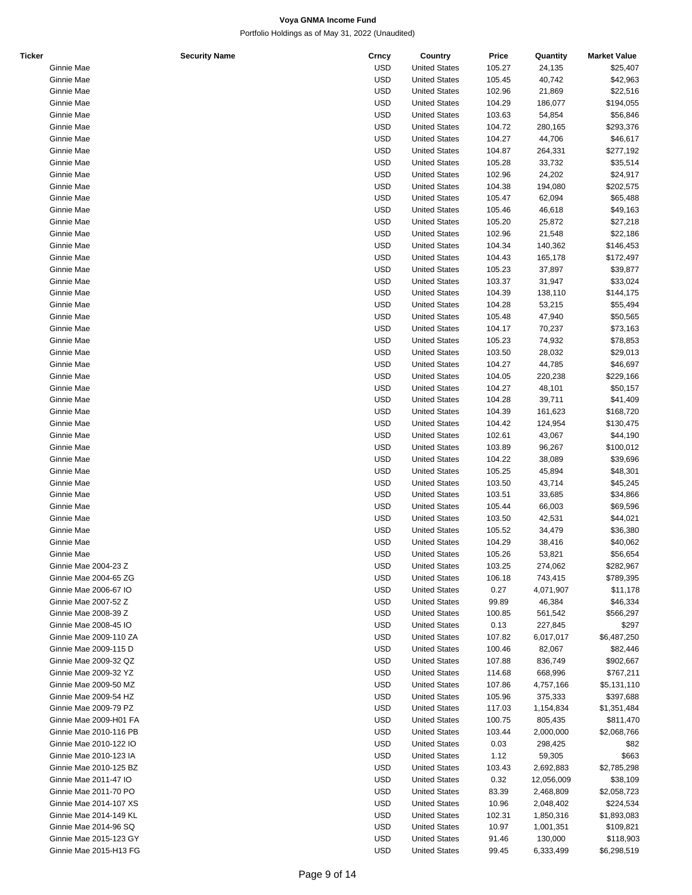**Voya GNMA Income Fund**

Portfolio Holdings as of May 31, 2022 (Unaudited)

| Ticker | Security Name | Crncy | Country | Price | Quantity | Market Value |
|---|---|---|---|---|---|---|
| | Ginnie Mae | USD | United States | 105.27 | 24,135 | $25,407 |
| | Ginnie Mae | USD | United States | 105.45 | 40,742 | $42,963 |
| | Ginnie Mae | USD | United States | 102.96 | 21,869 | $22,516 |
| | Ginnie Mae | USD | United States | 104.29 | 186,077 | $194,055 |
| | Ginnie Mae | USD | United States | 103.63 | 54,854 | $56,846 |
| | Ginnie Mae | USD | United States | 104.72 | 280,165 | $293,376 |
| | Ginnie Mae | USD | United States | 104.27 | 44,706 | $46,617 |
| | Ginnie Mae | USD | United States | 104.87 | 264,331 | $277,192 |
| | Ginnie Mae | USD | United States | 105.28 | 33,732 | $35,514 |
| | Ginnie Mae | USD | United States | 102.96 | 24,202 | $24,917 |
| | Ginnie Mae | USD | United States | 104.38 | 194,080 | $202,575 |
| | Ginnie Mae | USD | United States | 105.47 | 62,094 | $65,488 |
| | Ginnie Mae | USD | United States | 105.46 | 46,618 | $49,163 |
| | Ginnie Mae | USD | United States | 105.20 | 25,872 | $27,218 |
| | Ginnie Mae | USD | United States | 102.96 | 21,548 | $22,186 |
| | Ginnie Mae | USD | United States | 104.34 | 140,362 | $146,453 |
| | Ginnie Mae | USD | United States | 104.43 | 165,178 | $172,497 |
| | Ginnie Mae | USD | United States | 105.23 | 37,897 | $39,877 |
| | Ginnie Mae | USD | United States | 103.37 | 31,947 | $33,024 |
| | Ginnie Mae | USD | United States | 104.39 | 138,110 | $144,175 |
| | Ginnie Mae | USD | United States | 104.28 | 53,215 | $55,494 |
| | Ginnie Mae | USD | United States | 105.48 | 47,940 | $50,565 |
| | Ginnie Mae | USD | United States | 104.17 | 70,237 | $73,163 |
| | Ginnie Mae | USD | United States | 105.23 | 74,932 | $78,853 |
| | Ginnie Mae | USD | United States | 103.50 | 28,032 | $29,013 |
| | Ginnie Mae | USD | United States | 104.27 | 44,785 | $46,697 |
| | Ginnie Mae | USD | United States | 104.05 | 220,238 | $229,166 |
| | Ginnie Mae | USD | United States | 104.27 | 48,101 | $50,157 |
| | Ginnie Mae | USD | United States | 104.28 | 39,711 | $41,409 |
| | Ginnie Mae | USD | United States | 104.39 | 161,623 | $168,720 |
| | Ginnie Mae | USD | United States | 104.42 | 124,954 | $130,475 |
| | Ginnie Mae | USD | United States | 102.61 | 43,067 | $44,190 |
| | Ginnie Mae | USD | United States | 103.89 | 96,267 | $100,012 |
| | Ginnie Mae | USD | United States | 104.22 | 38,089 | $39,696 |
| | Ginnie Mae | USD | United States | 105.25 | 45,894 | $48,301 |
| | Ginnie Mae | USD | United States | 103.50 | 43,714 | $45,245 |
| | Ginnie Mae | USD | United States | 103.51 | 33,685 | $34,866 |
| | Ginnie Mae | USD | United States | 105.44 | 66,003 | $69,596 |
| | Ginnie Mae | USD | United States | 103.50 | 42,531 | $44,021 |
| | Ginnie Mae | USD | United States | 105.52 | 34,479 | $36,380 |
| | Ginnie Mae | USD | United States | 104.29 | 38,416 | $40,062 |
| | Ginnie Mae | USD | United States | 105.26 | 53,821 | $56,654 |
| | Ginnie Mae 2004-23 Z | USD | United States | 103.25 | 274,062 | $282,967 |
| | Ginnie Mae 2004-65 ZG | USD | United States | 106.18 | 743,415 | $789,395 |
| | Ginnie Mae 2006-67 IO | USD | United States | 0.27 | 4,071,907 | $11,178 |
| | Ginnie Mae 2007-52 Z | USD | United States | 99.89 | 46,384 | $46,334 |
| | Ginnie Mae 2008-39 Z | USD | United States | 100.85 | 561,542 | $566,297 |
| | Ginnie Mae 2008-45 IO | USD | United States | 0.13 | 227,845 | $297 |
| | Ginnie Mae 2009-110 ZA | USD | United States | 107.82 | 6,017,017 | $6,487,250 |
| | Ginnie Mae 2009-115 D | USD | United States | 100.46 | 82,067 | $82,446 |
| | Ginnie Mae 2009-32 QZ | USD | United States | 107.88 | 836,749 | $902,667 |
| | Ginnie Mae 2009-32 YZ | USD | United States | 114.68 | 668,996 | $767,211 |
| | Ginnie Mae 2009-50 MZ | USD | United States | 107.86 | 4,757,166 | $5,131,110 |
| | Ginnie Mae 2009-54 HZ | USD | United States | 105.96 | 375,333 | $397,688 |
| | Ginnie Mae 2009-79 PZ | USD | United States | 117.03 | 1,154,834 | $1,351,484 |
| | Ginnie Mae 2009-H01 FA | USD | United States | 100.75 | 805,435 | $811,470 |
| | Ginnie Mae 2010-116 PB | USD | United States | 103.44 | 2,000,000 | $2,068,766 |
| | Ginnie Mae 2010-122 IO | USD | United States | 0.03 | 298,425 | $82 |
| | Ginnie Mae 2010-123 IA | USD | United States | 1.12 | 59,305 | $663 |
| | Ginnie Mae 2010-125 BZ | USD | United States | 103.43 | 2,692,883 | $2,785,298 |
| | Ginnie Mae 2011-47 IO | USD | United States | 0.32 | 12,056,009 | $38,109 |
| | Ginnie Mae 2011-70 PO | USD | United States | 83.39 | 2,468,809 | $2,058,723 |
| | Ginnie Mae 2014-107 XS | USD | United States | 10.96 | 2,048,402 | $224,534 |
| | Ginnie Mae 2014-149 KL | USD | United States | 102.31 | 1,850,316 | $1,893,083 |
| | Ginnie Mae 2014-96 SQ | USD | United States | 10.97 | 1,001,351 | $109,821 |
| | Ginnie Mae 2015-123 GY | USD | United States | 91.46 | 130,000 | $118,903 |
| | Ginnie Mae 2015-H13 FG | USD | United States | 99.45 | 6,333,499 | $6,298,519 |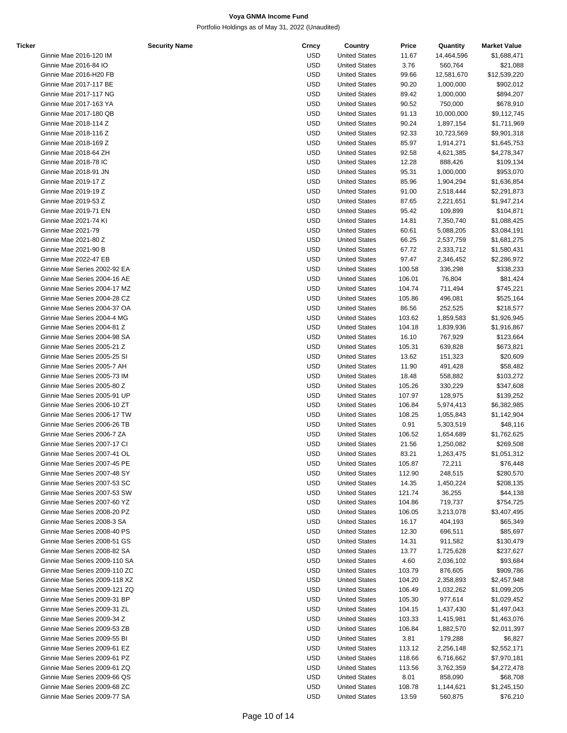**Voya GNMA Income Fund**

Portfolio Holdings as of May 31, 2022 (Unaudited)

| Ticker | Security Name | Crncy | Country | Price | Quantity | Market Value |
|---|---|---|---|---|---|---|
| | Ginnie Mae 2016-120 IM | USD | United States | 11.67 | 14,464,596 | $1,688,471 |
| | Ginnie Mae 2016-84 IO | USD | United States | 3.76 | 560,764 | $21,088 |
| | Ginnie Mae 2016-H20 FB | USD | United States | 99.66 | 12,581,670 | $12,539,220 |
| | Ginnie Mae 2017-117 BE | USD | United States | 90.20 | 1,000,000 | $902,012 |
| | Ginnie Mae 2017-117 NG | USD | United States | 89.42 | 1,000,000 | $894,207 |
| | Ginnie Mae 2017-163 YA | USD | United States | 90.52 | 750,000 | $678,910 |
| | Ginnie Mae 2017-180 QB | USD | United States | 91.13 | 10,000,000 | $9,112,745 |
| | Ginnie Mae 2018-114 Z | USD | United States | 90.24 | 1,897,154 | $1,711,969 |
| | Ginnie Mae 2018-116 Z | USD | United States | 92.33 | 10,723,569 | $9,901,318 |
| | Ginnie Mae 2018-169 Z | USD | United States | 85.97 | 1,914,271 | $1,645,753 |
| | Ginnie Mae 2018-64 ZH | USD | United States | 92.58 | 4,621,385 | $4,278,347 |
| | Ginnie Mae 2018-78 IC | USD | United States | 12.28 | 888,426 | $109,134 |
| | Ginnie Mae 2018-91 JN | USD | United States | 95.31 | 1,000,000 | $953,070 |
| | Ginnie Mae 2019-17 Z | USD | United States | 85.96 | 1,904,294 | $1,636,854 |
| | Ginnie Mae 2019-19 Z | USD | United States | 91.00 | 2,518,444 | $2,291,873 |
| | Ginnie Mae 2019-53 Z | USD | United States | 87.65 | 2,221,651 | $1,947,214 |
| | Ginnie Mae 2019-71 EN | USD | United States | 95.42 | 109,899 | $104,871 |
| | Ginnie Mae 2021-74 KI | USD | United States | 14.81 | 7,350,740 | $1,088,425 |
| | Ginnie Mae 2021-79 | USD | United States | 60.61 | 5,088,205 | $3,084,191 |
| | Ginnie Mae 2021-80 Z | USD | United States | 66.25 | 2,537,759 | $1,681,275 |
| | Ginnie Mae 2021-90 B | USD | United States | 67.72 | 2,333,712 | $1,580,431 |
| | Ginnie Mae 2022-47 EB | USD | United States | 97.47 | 2,346,452 | $2,286,972 |
| | Ginnie Mae Series 2002-92 EA | USD | United States | 100.58 | 336,298 | $338,233 |
| | Ginnie Mae Series 2004-16 AE | USD | United States | 106.01 | 76,804 | $81,424 |
| | Ginnie Mae Series 2004-17 MZ | USD | United States | 104.74 | 711,494 | $745,221 |
| | Ginnie Mae Series 2004-28 CZ | USD | United States | 105.86 | 496,081 | $525,164 |
| | Ginnie Mae Series 2004-37 OA | USD | United States | 86.56 | 252,525 | $218,577 |
| | Ginnie Mae Series 2004-4 MG | USD | United States | 103.62 | 1,859,583 | $1,926,945 |
| | Ginnie Mae Series 2004-81 Z | USD | United States | 104.18 | 1,839,936 | $1,916,867 |
| | Ginnie Mae Series 2004-98 SA | USD | United States | 16.10 | 767,929 | $123,664 |
| | Ginnie Mae Series 2005-21 Z | USD | United States | 105.31 | 639,828 | $673,821 |
| | Ginnie Mae Series 2005-25 SI | USD | United States | 13.62 | 151,323 | $20,609 |
| | Ginnie Mae Series 2005-7 AH | USD | United States | 11.90 | 491,428 | $58,482 |
| | Ginnie Mae Series 2005-73 IM | USD | United States | 18.48 | 558,882 | $103,272 |
| | Ginnie Mae Series 2005-80 Z | USD | United States | 105.26 | 330,229 | $347,608 |
| | Ginnie Mae Series 2005-91 UP | USD | United States | 107.97 | 128,975 | $139,252 |
| | Ginnie Mae Series 2006-10 ZT | USD | United States | 106.84 | 5,974,413 | $6,382,985 |
| | Ginnie Mae Series 2006-17 TW | USD | United States | 108.25 | 1,055,843 | $1,142,904 |
| | Ginnie Mae Series 2006-26 TB | USD | United States | 0.91 | 5,303,519 | $48,116 |
| | Ginnie Mae Series 2006-7 ZA | USD | United States | 106.52 | 1,654,689 | $1,762,625 |
| | Ginnie Mae Series 2007-17 CI | USD | United States | 21.56 | 1,250,082 | $269,508 |
| | Ginnie Mae Series 2007-41 OL | USD | United States | 83.21 | 1,263,475 | $1,051,312 |
| | Ginnie Mae Series 2007-45 PE | USD | United States | 105.87 | 72,211 | $76,448 |
| | Ginnie Mae Series 2007-48 SY | USD | United States | 112.90 | 248,515 | $280,570 |
| | Ginnie Mae Series 2007-53 SC | USD | United States | 14.35 | 1,450,224 | $208,135 |
| | Ginnie Mae Series 2007-53 SW | USD | United States | 121.74 | 36,255 | $44,138 |
| | Ginnie Mae Series 2007-60 YZ | USD | United States | 104.86 | 719,737 | $754,725 |
| | Ginnie Mae Series 2008-20 PZ | USD | United States | 106.05 | 3,213,078 | $3,407,495 |
| | Ginnie Mae Series 2008-3 SA | USD | United States | 16.17 | 404,193 | $65,349 |
| | Ginnie Mae Series 2008-40 PS | USD | United States | 12.30 | 696,511 | $85,697 |
| | Ginnie Mae Series 2008-51 GS | USD | United States | 14.31 | 911,582 | $130,479 |
| | Ginnie Mae Series 2008-82 SA | USD | United States | 13.77 | 1,725,628 | $237,627 |
| | Ginnie Mae Series 2009-110 SA | USD | United States | 4.60 | 2,036,102 | $93,684 |
| | Ginnie Mae Series 2009-110 ZC | USD | United States | 103.79 | 876,605 | $909,786 |
| | Ginnie Mae Series 2009-118 XZ | USD | United States | 104.20 | 2,358,893 | $2,457,948 |
| | Ginnie Mae Series 2009-121 ZQ | USD | United States | 106.49 | 1,032,262 | $1,099,205 |
| | Ginnie Mae Series 2009-31 BP | USD | United States | 105.30 | 977,614 | $1,029,452 |
| | Ginnie Mae Series 2009-31 ZL | USD | United States | 104.15 | 1,437,430 | $1,497,043 |
| | Ginnie Mae Series 2009-34 Z | USD | United States | 103.33 | 1,415,981 | $1,463,076 |
| | Ginnie Mae Series 2009-53 ZB | USD | United States | 106.84 | 1,882,570 | $2,011,397 |
| | Ginnie Mae Series 2009-55 BI | USD | United States | 3.81 | 179,288 | $6,827 |
| | Ginnie Mae Series 2009-61 EZ | USD | United States | 113.12 | 2,256,148 | $2,552,171 |
| | Ginnie Mae Series 2009-61 PZ | USD | United States | 118.66 | 6,716,662 | $7,970,181 |
| | Ginnie Mae Series 2009-61 ZQ | USD | United States | 113.56 | 3,762,359 | $4,272,478 |
| | Ginnie Mae Series 2009-66 QS | USD | United States | 8.01 | 858,090 | $68,708 |
| | Ginnie Mae Series 2009-68 ZC | USD | United States | 108.78 | 1,144,621 | $1,245,150 |
| | Ginnie Mae Series 2009-77 SA | USD | United States | 13.59 | 560,875 | $76,210 |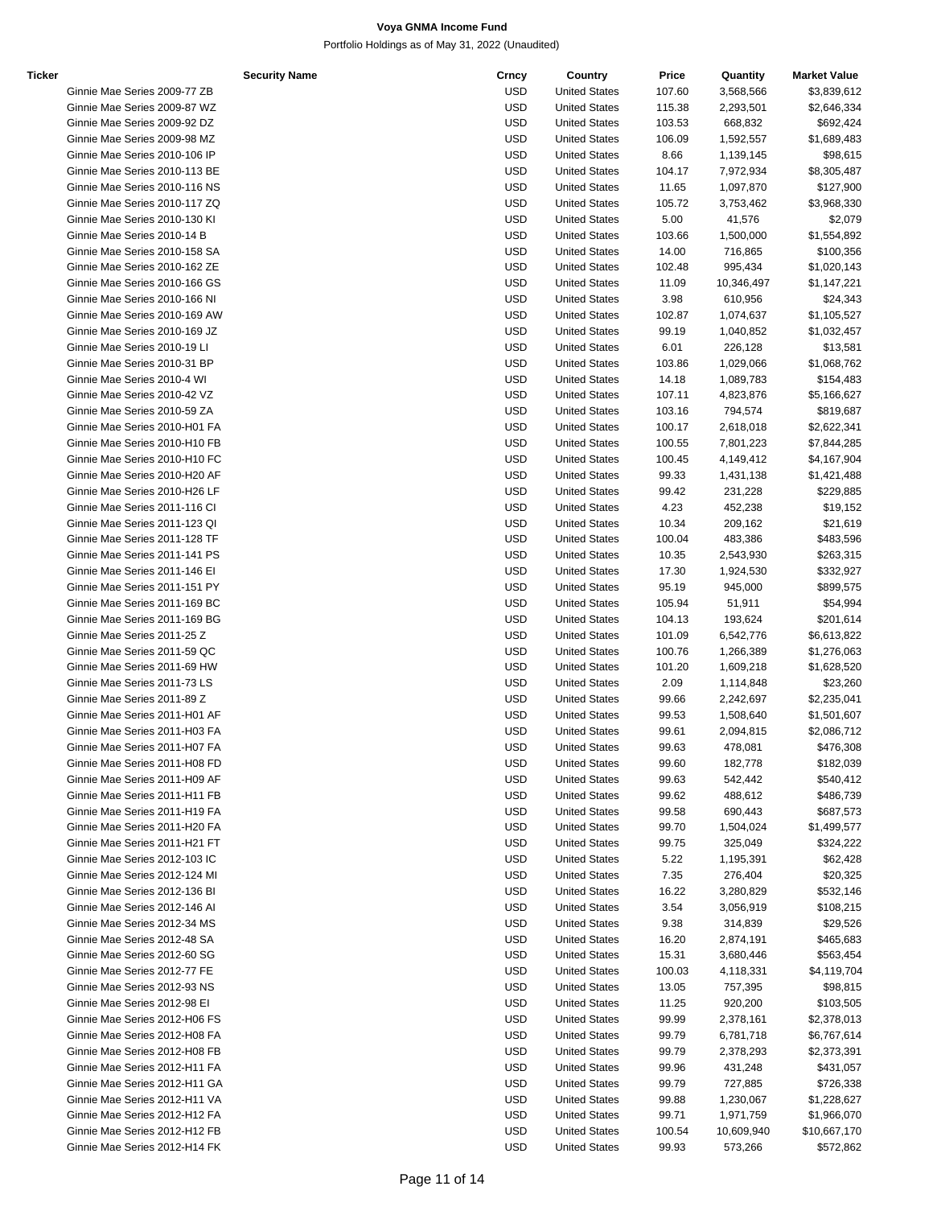**Voya GNMA Income Fund**

Portfolio Holdings as of May 31, 2022 (Unaudited)

| Ticker | Security Name | Crncy | Country | Price | Quantity | Market Value |
|---|---|---|---|---|---|---|
| | Ginnie Mae Series 2009-77 ZB | USD | United States | 107.60 | 3,568,566 | $3,839,612 |
| | Ginnie Mae Series 2009-87 WZ | USD | United States | 115.38 | 2,293,501 | $2,646,334 |
| | Ginnie Mae Series 2009-92 DZ | USD | United States | 103.53 | 668,832 | $692,424 |
| | Ginnie Mae Series 2009-98 MZ | USD | United States | 106.09 | 1,592,557 | $1,689,483 |
| | Ginnie Mae Series 2010-106 IP | USD | United States | 8.66 | 1,139,145 | $98,615 |
| | Ginnie Mae Series 2010-113 BE | USD | United States | 104.17 | 7,972,934 | $8,305,487 |
| | Ginnie Mae Series 2010-116 NS | USD | United States | 11.65 | 1,097,870 | $127,900 |
| | Ginnie Mae Series 2010-117 ZQ | USD | United States | 105.72 | 3,753,462 | $3,968,330 |
| | Ginnie Mae Series 2010-130 KI | USD | United States | 5.00 | 41,576 | $2,079 |
| | Ginnie Mae Series 2010-14 B | USD | United States | 103.66 | 1,500,000 | $1,554,892 |
| | Ginnie Mae Series 2010-158 SA | USD | United States | 14.00 | 716,865 | $100,356 |
| | Ginnie Mae Series 2010-162 ZE | USD | United States | 102.48 | 995,434 | $1,020,143 |
| | Ginnie Mae Series 2010-166 GS | USD | United States | 11.09 | 10,346,497 | $1,147,221 |
| | Ginnie Mae Series 2010-166 NI | USD | United States | 3.98 | 610,956 | $24,343 |
| | Ginnie Mae Series 2010-169 AW | USD | United States | 102.87 | 1,074,637 | $1,105,527 |
| | Ginnie Mae Series 2010-169 JZ | USD | United States | 99.19 | 1,040,852 | $1,032,457 |
| | Ginnie Mae Series 2010-19 LI | USD | United States | 6.01 | 226,128 | $13,581 |
| | Ginnie Mae Series 2010-31 BP | USD | United States | 103.86 | 1,029,066 | $1,068,762 |
| | Ginnie Mae Series 2010-4 WI | USD | United States | 14.18 | 1,089,783 | $154,483 |
| | Ginnie Mae Series 2010-42 VZ | USD | United States | 107.11 | 4,823,876 | $5,166,627 |
| | Ginnie Mae Series 2010-59 ZA | USD | United States | 103.16 | 794,574 | $819,687 |
| | Ginnie Mae Series 2010-H01 FA | USD | United States | 100.17 | 2,618,018 | $2,622,341 |
| | Ginnie Mae Series 2010-H10 FB | USD | United States | 100.55 | 7,801,223 | $7,844,285 |
| | Ginnie Mae Series 2010-H10 FC | USD | United States | 100.45 | 4,149,412 | $4,167,904 |
| | Ginnie Mae Series 2010-H20 AF | USD | United States | 99.33 | 1,431,138 | $1,421,488 |
| | Ginnie Mae Series 2010-H26 LF | USD | United States | 99.42 | 231,228 | $229,885 |
| | Ginnie Mae Series 2011-116 CI | USD | United States | 4.23 | 452,238 | $19,152 |
| | Ginnie Mae Series 2011-123 QI | USD | United States | 10.34 | 209,162 | $21,619 |
| | Ginnie Mae Series 2011-128 TF | USD | United States | 100.04 | 483,386 | $483,596 |
| | Ginnie Mae Series 2011-141 PS | USD | United States | 10.35 | 2,543,930 | $263,315 |
| | Ginnie Mae Series 2011-146 EI | USD | United States | 17.30 | 1,924,530 | $332,927 |
| | Ginnie Mae Series 2011-151 PY | USD | United States | 95.19 | 945,000 | $899,575 |
| | Ginnie Mae Series 2011-169 BC | USD | United States | 105.94 | 51,911 | $54,994 |
| | Ginnie Mae Series 2011-169 BG | USD | United States | 104.13 | 193,624 | $201,614 |
| | Ginnie Mae Series 2011-25 Z | USD | United States | 101.09 | 6,542,776 | $6,613,822 |
| | Ginnie Mae Series 2011-59 QC | USD | United States | 100.76 | 1,266,389 | $1,276,063 |
| | Ginnie Mae Series 2011-69 HW | USD | United States | 101.20 | 1,609,218 | $1,628,520 |
| | Ginnie Mae Series 2011-73 LS | USD | United States | 2.09 | 1,114,848 | $23,260 |
| | Ginnie Mae Series 2011-89 Z | USD | United States | 99.66 | 2,242,697 | $2,235,041 |
| | Ginnie Mae Series 2011-H01 AF | USD | United States | 99.53 | 1,508,640 | $1,501,607 |
| | Ginnie Mae Series 2011-H03 FA | USD | United States | 99.61 | 2,094,815 | $2,086,712 |
| | Ginnie Mae Series 2011-H07 FA | USD | United States | 99.63 | 478,081 | $476,308 |
| | Ginnie Mae Series 2011-H08 FD | USD | United States | 99.60 | 182,778 | $182,039 |
| | Ginnie Mae Series 2011-H09 AF | USD | United States | 99.63 | 542,442 | $540,412 |
| | Ginnie Mae Series 2011-H11 FB | USD | United States | 99.62 | 488,612 | $486,739 |
| | Ginnie Mae Series 2011-H19 FA | USD | United States | 99.58 | 690,443 | $687,573 |
| | Ginnie Mae Series 2011-H20 FA | USD | United States | 99.70 | 1,504,024 | $1,499,577 |
| | Ginnie Mae Series 2011-H21 FT | USD | United States | 99.75 | 325,049 | $324,222 |
| | Ginnie Mae Series 2012-103 IC | USD | United States | 5.22 | 1,195,391 | $62,428 |
| | Ginnie Mae Series 2012-124 MI | USD | United States | 7.35 | 276,404 | $20,325 |
| | Ginnie Mae Series 2012-136 BI | USD | United States | 16.22 | 3,280,829 | $532,146 |
| | Ginnie Mae Series 2012-146 AI | USD | United States | 3.54 | 3,056,919 | $108,215 |
| | Ginnie Mae Series 2012-34 MS | USD | United States | 9.38 | 314,839 | $29,526 |
| | Ginnie Mae Series 2012-48 SA | USD | United States | 16.20 | 2,874,191 | $465,683 |
| | Ginnie Mae Series 2012-60 SG | USD | United States | 15.31 | 3,680,446 | $563,454 |
| | Ginnie Mae Series 2012-77 FE | USD | United States | 100.03 | 4,118,331 | $4,119,704 |
| | Ginnie Mae Series 2012-93 NS | USD | United States | 13.05 | 757,395 | $98,815 |
| | Ginnie Mae Series 2012-98 EI | USD | United States | 11.25 | 920,200 | $103,505 |
| | Ginnie Mae Series 2012-H06 FS | USD | United States | 99.99 | 2,378,161 | $2,378,013 |
| | Ginnie Mae Series 2012-H08 FA | USD | United States | 99.79 | 6,781,718 | $6,767,614 |
| | Ginnie Mae Series 2012-H08 FB | USD | United States | 99.79 | 2,378,293 | $2,373,391 |
| | Ginnie Mae Series 2012-H11 FA | USD | United States | 99.96 | 431,248 | $431,057 |
| | Ginnie Mae Series 2012-H11 GA | USD | United States | 99.79 | 727,885 | $726,338 |
| | Ginnie Mae Series 2012-H11 VA | USD | United States | 99.88 | 1,230,067 | $1,228,627 |
| | Ginnie Mae Series 2012-H12 FA | USD | United States | 99.71 | 1,971,759 | $1,966,070 |
| | Ginnie Mae Series 2012-H12 FB | USD | United States | 100.54 | 10,609,940 | $10,667,170 |
| | Ginnie Mae Series 2012-H14 FK | USD | United States | 99.93 | 573,266 | $572,862 |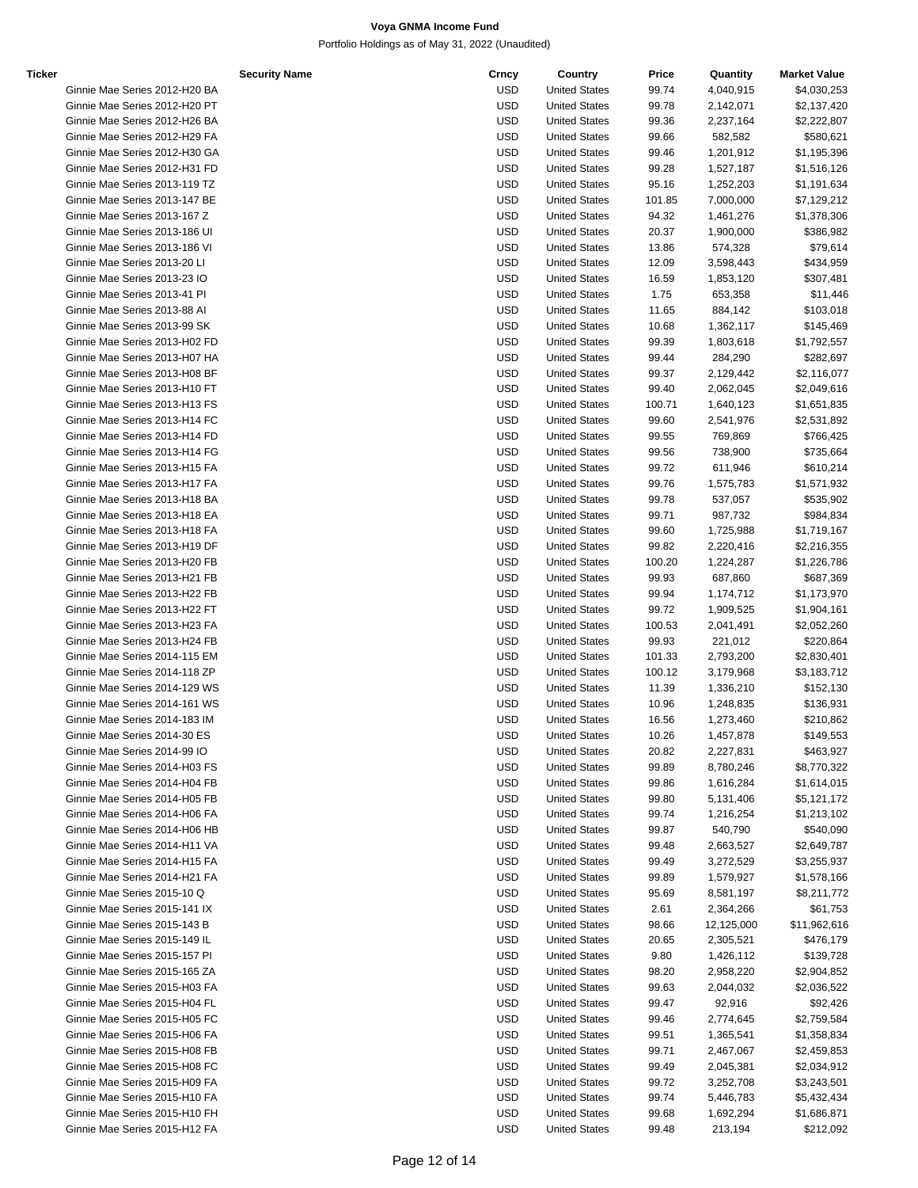# Voya GNMA Income Fund

Portfolio Holdings as of May 31, 2022 (Unaudited)

| Ticker | Security Name | Crncy | Country | Price | Quantity | Market Value |
|---|---|---|---|---|---|---|
| | Ginnie Mae Series 2012-H20 BA | USD | United States | 99.74 | 4,040,915 | $4,030,253 |
| | Ginnie Mae Series 2012-H20 PT | USD | United States | 99.78 | 2,142,071 | $2,137,420 |
| | Ginnie Mae Series 2012-H26 BA | USD | United States | 99.36 | 2,237,164 | $2,222,807 |
| | Ginnie Mae Series 2012-H29 FA | USD | United States | 99.66 | 582,582 | $580,621 |
| | Ginnie Mae Series 2012-H30 GA | USD | United States | 99.46 | 1,201,912 | $1,195,396 |
| | Ginnie Mae Series 2012-H31 FD | USD | United States | 99.28 | 1,527,187 | $1,516,126 |
| | Ginnie Mae Series 2013-119 TZ | USD | United States | 95.16 | 1,252,203 | $1,191,634 |
| | Ginnie Mae Series 2013-147 BE | USD | United States | 101.85 | 7,000,000 | $7,129,212 |
| | Ginnie Mae Series 2013-167 Z | USD | United States | 94.32 | 1,461,276 | $1,378,306 |
| | Ginnie Mae Series 2013-186 UI | USD | United States | 20.37 | 1,900,000 | $386,982 |
| | Ginnie Mae Series 2013-186 VI | USD | United States | 13.86 | 574,328 | $79,614 |
| | Ginnie Mae Series 2013-20 LI | USD | United States | 12.09 | 3,598,443 | $434,959 |
| | Ginnie Mae Series 2013-23 IO | USD | United States | 16.59 | 1,853,120 | $307,481 |
| | Ginnie Mae Series 2013-41 PI | USD | United States | 1.75 | 653,358 | $11,446 |
| | Ginnie Mae Series 2013-88 AI | USD | United States | 11.65 | 884,142 | $103,018 |
| | Ginnie Mae Series 2013-99 SK | USD | United States | 10.68 | 1,362,117 | $145,469 |
| | Ginnie Mae Series 2013-H02 FD | USD | United States | 99.39 | 1,803,618 | $1,792,557 |
| | Ginnie Mae Series 2013-H07 HA | USD | United States | 99.44 | 284,290 | $282,697 |
| | Ginnie Mae Series 2013-H08 BF | USD | United States | 99.37 | 2,129,442 | $2,116,077 |
| | Ginnie Mae Series 2013-H10 FT | USD | United States | 99.40 | 2,062,045 | $2,049,616 |
| | Ginnie Mae Series 2013-H13 FS | USD | United States | 100.71 | 1,640,123 | $1,651,835 |
| | Ginnie Mae Series 2013-H14 FC | USD | United States | 99.60 | 2,541,976 | $2,531,892 |
| | Ginnie Mae Series 2013-H14 FD | USD | United States | 99.55 | 769,869 | $766,425 |
| | Ginnie Mae Series 2013-H14 FG | USD | United States | 99.56 | 738,900 | $735,664 |
| | Ginnie Mae Series 2013-H15 FA | USD | United States | 99.72 | 611,946 | $610,214 |
| | Ginnie Mae Series 2013-H17 FA | USD | United States | 99.76 | 1,575,783 | $1,571,932 |
| | Ginnie Mae Series 2013-H18 BA | USD | United States | 99.78 | 537,057 | $535,902 |
| | Ginnie Mae Series 2013-H18 EA | USD | United States | 99.71 | 987,732 | $984,834 |
| | Ginnie Mae Series 2013-H18 FA | USD | United States | 99.60 | 1,725,988 | $1,719,167 |
| | Ginnie Mae Series 2013-H19 DF | USD | United States | 99.82 | 2,220,416 | $2,216,355 |
| | Ginnie Mae Series 2013-H20 FB | USD | United States | 100.20 | 1,224,287 | $1,226,786 |
| | Ginnie Mae Series 2013-H21 FB | USD | United States | 99.93 | 687,860 | $687,369 |
| | Ginnie Mae Series 2013-H22 FB | USD | United States | 99.94 | 1,174,712 | $1,173,970 |
| | Ginnie Mae Series 2013-H22 FT | USD | United States | 99.72 | 1,909,525 | $1,904,161 |
| | Ginnie Mae Series 2013-H23 FA | USD | United States | 100.53 | 2,041,491 | $2,052,260 |
| | Ginnie Mae Series 2013-H24 FB | USD | United States | 99.93 | 221,012 | $220,864 |
| | Ginnie Mae Series 2014-115 EM | USD | United States | 101.33 | 2,793,200 | $2,830,401 |
| | Ginnie Mae Series 2014-118 ZP | USD | United States | 100.12 | 3,179,968 | $3,183,712 |
| | Ginnie Mae Series 2014-129 WS | USD | United States | 11.39 | 1,336,210 | $152,130 |
| | Ginnie Mae Series 2014-161 WS | USD | United States | 10.96 | 1,248,835 | $136,931 |
| | Ginnie Mae Series 2014-183 IM | USD | United States | 16.56 | 1,273,460 | $210,862 |
| | Ginnie Mae Series 2014-30 ES | USD | United States | 10.26 | 1,457,878 | $149,553 |
| | Ginnie Mae Series 2014-99 IO | USD | United States | 20.82 | 2,227,831 | $463,927 |
| | Ginnie Mae Series 2014-H03 FS | USD | United States | 99.89 | 8,780,246 | $8,770,322 |
| | Ginnie Mae Series 2014-H04 FB | USD | United States | 99.86 | 1,616,284 | $1,614,015 |
| | Ginnie Mae Series 2014-H05 FB | USD | United States | 99.80 | 5,131,406 | $5,121,172 |
| | Ginnie Mae Series 2014-H06 FA | USD | United States | 99.74 | 1,216,254 | $1,213,102 |
| | Ginnie Mae Series 2014-H06 HB | USD | United States | 99.87 | 540,790 | $540,090 |
| | Ginnie Mae Series 2014-H11 VA | USD | United States | 99.48 | 2,663,527 | $2,649,787 |
| | Ginnie Mae Series 2014-H15 FA | USD | United States | 99.49 | 3,272,529 | $3,255,937 |
| | Ginnie Mae Series 2014-H21 FA | USD | United States | 99.89 | 1,579,927 | $1,578,166 |
| | Ginnie Mae Series 2015-10 Q | USD | United States | 95.69 | 8,581,197 | $8,211,772 |
| | Ginnie Mae Series 2015-141 IX | USD | United States | 2.61 | 2,364,266 | $61,753 |
| | Ginnie Mae Series 2015-143 B | USD | United States | 98.66 | 12,125,000 | $11,962,616 |
| | Ginnie Mae Series 2015-149 IL | USD | United States | 20.65 | 2,305,521 | $476,179 |
| | Ginnie Mae Series 2015-157 PI | USD | United States | 9.80 | 1,426,112 | $139,728 |
| | Ginnie Mae Series 2015-165 ZA | USD | United States | 98.20 | 2,958,220 | $2,904,852 |
| | Ginnie Mae Series 2015-H03 FA | USD | United States | 99.63 | 2,044,032 | $2,036,522 |
| | Ginnie Mae Series 2015-H04 FL | USD | United States | 99.47 | 92,916 | $92,426 |
| | Ginnie Mae Series 2015-H05 FC | USD | United States | 99.46 | 2,774,645 | $2,759,584 |
| | Ginnie Mae Series 2015-H06 FA | USD | United States | 99.51 | 1,365,541 | $1,358,834 |
| | Ginnie Mae Series 2015-H08 FB | USD | United States | 99.71 | 2,467,067 | $2,459,853 |
| | Ginnie Mae Series 2015-H08 FC | USD | United States | 99.49 | 2,045,381 | $2,034,912 |
| | Ginnie Mae Series 2015-H09 FA | USD | United States | 99.72 | 3,252,708 | $3,243,501 |
| | Ginnie Mae Series 2015-H10 FA | USD | United States | 99.74 | 5,446,783 | $5,432,434 |
| | Ginnie Mae Series 2015-H10 FH | USD | United States | 99.68 | 1,692,294 | $1,686,871 |
| | Ginnie Mae Series 2015-H12 FA | USD | United States | 99.48 | 213,194 | $212,092 |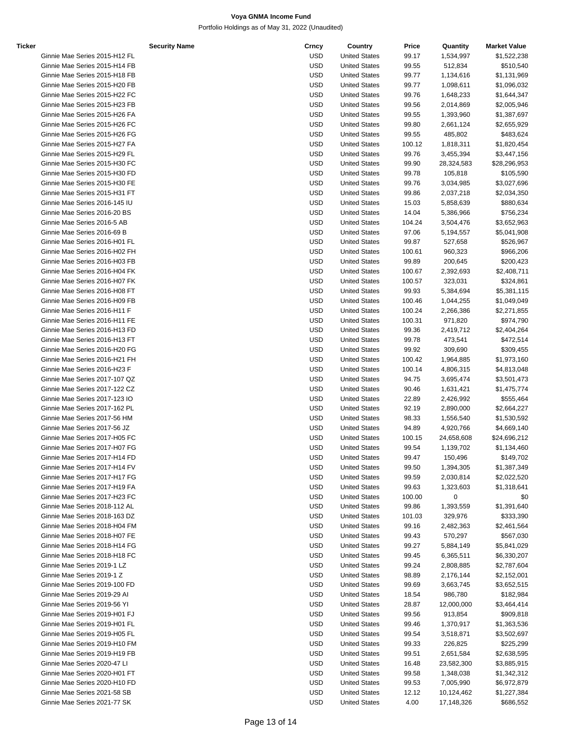**Voya GNMA Income Fund**

Portfolio Holdings as of May 31, 2022 (Unaudited)

| Ticker | Security Name | Crncy | Country | Price | Quantity | Market Value |
|---|---|---|---|---|---|---|
| | Ginnie Mae Series 2015-H12 FL | USD | United States | 99.17 | 1,534,997 | $1,522,238 |
| | Ginnie Mae Series 2015-H14 FB | USD | United States | 99.55 | 512,834 | $510,540 |
| | Ginnie Mae Series 2015-H18 FB | USD | United States | 99.77 | 1,134,616 | $1,131,969 |
| | Ginnie Mae Series 2015-H20 FB | USD | United States | 99.77 | 1,098,611 | $1,096,032 |
| | Ginnie Mae Series 2015-H22 FC | USD | United States | 99.76 | 1,648,233 | $1,644,347 |
| | Ginnie Mae Series 2015-H23 FB | USD | United States | 99.56 | 2,014,869 | $2,005,946 |
| | Ginnie Mae Series 2015-H26 FA | USD | United States | 99.55 | 1,393,960 | $1,387,697 |
| | Ginnie Mae Series 2015-H26 FC | USD | United States | 99.80 | 2,661,124 | $2,655,929 |
| | Ginnie Mae Series 2015-H26 FG | USD | United States | 99.55 | 485,802 | $483,624 |
| | Ginnie Mae Series 2015-H27 FA | USD | United States | 100.12 | 1,818,311 | $1,820,454 |
| | Ginnie Mae Series 2015-H29 FL | USD | United States | 99.76 | 3,455,394 | $3,447,156 |
| | Ginnie Mae Series 2015-H30 FC | USD | United States | 99.90 | 28,324,583 | $28,296,953 |
| | Ginnie Mae Series 2015-H30 FD | USD | United States | 99.78 | 105,818 | $105,590 |
| | Ginnie Mae Series 2015-H30 FE | USD | United States | 99.76 | 3,034,985 | $3,027,696 |
| | Ginnie Mae Series 2015-H31 FT | USD | United States | 99.86 | 2,037,218 | $2,034,350 |
| | Ginnie Mae Series 2016-145 IU | USD | United States | 15.03 | 5,858,639 | $880,634 |
| | Ginnie Mae Series 2016-20 BS | USD | United States | 14.04 | 5,386,966 | $756,234 |
| | Ginnie Mae Series 2016-5 AB | USD | United States | 104.24 | 3,504,476 | $3,652,963 |
| | Ginnie Mae Series 2016-69 B | USD | United States | 97.06 | 5,194,557 | $5,041,908 |
| | Ginnie Mae Series 2016-H01 FL | USD | United States | 99.87 | 527,658 | $526,967 |
| | Ginnie Mae Series 2016-H02 FH | USD | United States | 100.61 | 960,323 | $966,206 |
| | Ginnie Mae Series 2016-H03 FB | USD | United States | 99.89 | 200,645 | $200,423 |
| | Ginnie Mae Series 2016-H04 FK | USD | United States | 100.67 | 2,392,693 | $2,408,711 |
| | Ginnie Mae Series 2016-H07 FK | USD | United States | 100.57 | 323,031 | $324,861 |
| | Ginnie Mae Series 2016-H08 FT | USD | United States | 99.93 | 5,384,694 | $5,381,115 |
| | Ginnie Mae Series 2016-H09 FB | USD | United States | 100.46 | 1,044,255 | $1,049,049 |
| | Ginnie Mae Series 2016-H11 F | USD | United States | 100.24 | 2,266,386 | $2,271,855 |
| | Ginnie Mae Series 2016-H11 FE | USD | United States | 100.31 | 971,820 | $974,790 |
| | Ginnie Mae Series 2016-H13 FD | USD | United States | 99.36 | 2,419,712 | $2,404,264 |
| | Ginnie Mae Series 2016-H13 FT | USD | United States | 99.78 | 473,541 | $472,514 |
| | Ginnie Mae Series 2016-H20 FG | USD | United States | 99.92 | 309,690 | $309,455 |
| | Ginnie Mae Series 2016-H21 FH | USD | United States | 100.42 | 1,964,885 | $1,973,160 |
| | Ginnie Mae Series 2016-H23 F | USD | United States | 100.14 | 4,806,315 | $4,813,048 |
| | Ginnie Mae Series 2017-107 QZ | USD | United States | 94.75 | 3,695,474 | $3,501,473 |
| | Ginnie Mae Series 2017-122 CZ | USD | United States | 90.46 | 1,631,421 | $1,475,774 |
| | Ginnie Mae Series 2017-123 IO | USD | United States | 22.89 | 2,426,992 | $555,464 |
| | Ginnie Mae Series 2017-162 PL | USD | United States | 92.19 | 2,890,000 | $2,664,227 |
| | Ginnie Mae Series 2017-56 HM | USD | United States | 98.33 | 1,556,540 | $1,530,592 |
| | Ginnie Mae Series 2017-56 JZ | USD | United States | 94.89 | 4,920,766 | $4,669,140 |
| | Ginnie Mae Series 2017-H05 FC | USD | United States | 100.15 | 24,658,608 | $24,696,212 |
| | Ginnie Mae Series 2017-H07 FG | USD | United States | 99.54 | 1,139,702 | $1,134,460 |
| | Ginnie Mae Series 2017-H14 FD | USD | United States | 99.47 | 150,496 | $149,702 |
| | Ginnie Mae Series 2017-H14 FV | USD | United States | 99.50 | 1,394,305 | $1,387,349 |
| | Ginnie Mae Series 2017-H17 FG | USD | United States | 99.59 | 2,030,814 | $2,022,520 |
| | Ginnie Mae Series 2017-H19 FA | USD | United States | 99.63 | 1,323,603 | $1,318,641 |
| | Ginnie Mae Series 2017-H23 FC | USD | United States | 100.00 | 0 | $0 |
| | Ginnie Mae Series 2018-112 AL | USD | United States | 99.86 | 1,393,559 | $1,391,640 |
| | Ginnie Mae Series 2018-163 DZ | USD | United States | 101.03 | 329,976 | $333,390 |
| | Ginnie Mae Series 2018-H04 FM | USD | United States | 99.16 | 2,482,363 | $2,461,564 |
| | Ginnie Mae Series 2018-H07 FE | USD | United States | 99.43 | 570,297 | $567,030 |
| | Ginnie Mae Series 2018-H14 FG | USD | United States | 99.27 | 5,884,149 | $5,841,029 |
| | Ginnie Mae Series 2018-H18 FC | USD | United States | 99.45 | 6,365,511 | $6,330,207 |
| | Ginnie Mae Series 2019-1 LZ | USD | United States | 99.24 | 2,808,885 | $2,787,604 |
| | Ginnie Mae Series 2019-1 Z | USD | United States | 98.89 | 2,176,144 | $2,152,001 |
| | Ginnie Mae Series 2019-100 FD | USD | United States | 99.69 | 3,663,745 | $3,652,515 |
| | Ginnie Mae Series 2019-29 AI | USD | United States | 18.54 | 986,780 | $182,984 |
| | Ginnie Mae Series 2019-56 YI | USD | United States | 28.87 | 12,000,000 | $3,464,414 |
| | Ginnie Mae Series 2019-H01 FJ | USD | United States | 99.56 | 913,854 | $909,818 |
| | Ginnie Mae Series 2019-H01 FL | USD | United States | 99.46 | 1,370,917 | $1,363,536 |
| | Ginnie Mae Series 2019-H05 FL | USD | United States | 99.54 | 3,518,871 | $3,502,697 |
| | Ginnie Mae Series 2019-H10 FM | USD | United States | 99.33 | 226,825 | $225,299 |
| | Ginnie Mae Series 2019-H19 FB | USD | United States | 99.51 | 2,651,584 | $2,638,595 |
| | Ginnie Mae Series 2020-47 LI | USD | United States | 16.48 | 23,582,300 | $3,885,915 |
| | Ginnie Mae Series 2020-H01 FT | USD | United States | 99.58 | 1,348,038 | $1,342,312 |
| | Ginnie Mae Series 2020-H10 FD | USD | United States | 99.53 | 7,005,990 | $6,972,879 |
| | Ginnie Mae Series 2021-58 SB | USD | United States | 12.12 | 10,124,462 | $1,227,384 |
| | Ginnie Mae Series 2021-77 SK | USD | United States | 4.00 | 17,148,326 | $686,552 |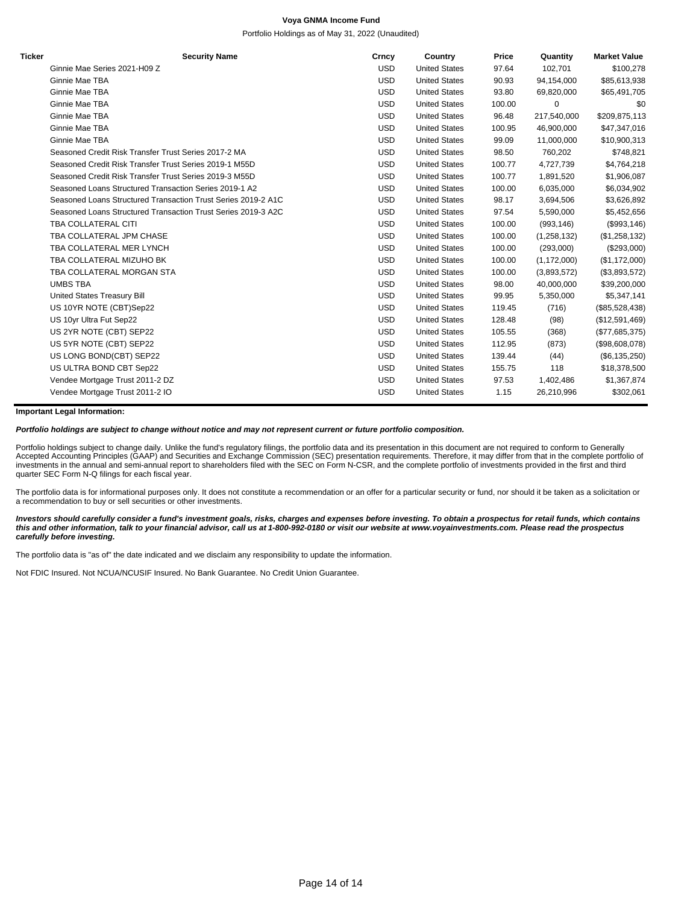**Voya GNMA Income Fund**

Portfolio Holdings as of May 31, 2022 (Unaudited)

| Ticker | Security Name | Crncy | Country | Price | Quantity | Market Value |
|---|---|---|---|---|---|---|
| | Ginnie Mae Series 2021-H09 Z | USD | United States | 97.64 | 102,701 | $100,278 |
| | Ginnie Mae TBA | USD | United States | 90.93 | 94,154,000 | $85,613,938 |
| | Ginnie Mae TBA | USD | United States | 93.80 | 69,820,000 | $65,491,705 |
| | Ginnie Mae TBA | USD | United States | 100.00 | 0 | $0 |
| | Ginnie Mae TBA | USD | United States | 96.48 | 217,540,000 | $209,875,113 |
| | Ginnie Mae TBA | USD | United States | 100.95 | 46,900,000 | $47,347,016 |
| | Ginnie Mae TBA | USD | United States | 99.09 | 11,000,000 | $10,900,313 |
| | Seasoned Credit Risk Transfer Trust Series 2017-2 MA | USD | United States | 98.50 | 760,202 | $748,821 |
| | Seasoned Credit Risk Transfer Trust Series 2019-1 M55D | USD | United States | 100.77 | 4,727,739 | $4,764,218 |
| | Seasoned Credit Risk Transfer Trust Series 2019-3 M55D | USD | United States | 100.77 | 1,891,520 | $1,906,087 |
| | Seasoned Loans Structured Transaction Series 2019-1 A2 | USD | United States | 100.00 | 6,035,000 | $6,034,902 |
| | Seasoned Loans Structured Transaction Trust Series 2019-2 A1C | USD | United States | 98.17 | 3,694,506 | $3,626,892 |
| | Seasoned Loans Structured Transaction Trust Series 2019-3 A2C | USD | United States | 97.54 | 5,590,000 | $5,452,656 |
| | TBA COLLATERAL CITI | USD | United States | 100.00 | (993,146) | ($993,146) |
| | TBA COLLATERAL JPM CHASE | USD | United States | 100.00 | (1,258,132) | ($1,258,132) |
| | TBA COLLATERAL MER LYNCH | USD | United States | 100.00 | (293,000) | ($293,000) |
| | TBA COLLATERAL MIZUHO BK | USD | United States | 100.00 | (1,172,000) | ($1,172,000) |
| | TBA COLLATERAL MORGAN STA | USD | United States | 100.00 | (3,893,572) | ($3,893,572) |
| | UMBS TBA | USD | United States | 98.00 | 40,000,000 | $39,200,000 |
| | United States Treasury Bill | USD | United States | 99.95 | 5,350,000 | $5,347,141 |
| | US 10YR NOTE (CBT)Sep22 | USD | United States | 119.45 | (716) | ($85,528,438) |
| | US 10yr Ultra Fut Sep22 | USD | United States | 128.48 | (98) | ($12,591,469) |
| | US 2YR NOTE (CBT) SEP22 | USD | United States | 105.55 | (368) | ($77,685,375) |
| | US 5YR NOTE (CBT) SEP22 | USD | United States | 112.95 | (873) | ($98,608,078) |
| | US LONG BOND(CBT) SEP22 | USD | United States | 139.44 | (44) | ($6,135,250) |
| | US ULTRA BOND CBT Sep22 | USD | United States | 155.75 | 118 | $18,378,500 |
| | Vendee Mortgage Trust 2011-2 DZ | USD | United States | 97.53 | 1,402,486 | $1,367,874 |
| | Vendee Mortgage Trust 2011-2 IO | USD | United States | 1.15 | 26,210,996 | $302,061 |

**Important Legal Information:**

***Portfolio holdings are subject to change without notice and may not represent current or future portfolio composition.***

Portfolio holdings subject to change daily. Unlike the fund's regulatory filings, the portfolio data and its presentation in this document are not required to conform to Generally Accepted Accounting Principles (GAAP) and Securities and Exchange Commission (SEC) presentation requirements. Therefore, it may differ from that in the complete portfolio of investments in the annual and semi-annual report to shareholders filed with the SEC on Form N-CSR, and the complete portfolio of investments provided in the first and third quarter SEC Form N-Q filings for each fiscal year.

The portfolio data is for informational purposes only. It does not constitute a recommendation or an offer for a particular security or fund, nor should it be taken as a solicitation or a recommendation to buy or sell securities or other investments.

***Investors should carefully consider a fund's investment goals, risks, charges and expenses before investing. To obtain a prospectus for retail funds, which contains this and other information, talk to your financial advisor, call us at 1-800-992-0180 or visit our website at www.voyainvestments.com. Please read the prospectus carefully before investing.***

The portfolio data is "as of" the date indicated and we disclaim any responsibility to update the information.

Not FDIC Insured. Not NCUA/NCUSIF Insured. No Bank Guarantee. No Credit Union Guarantee.